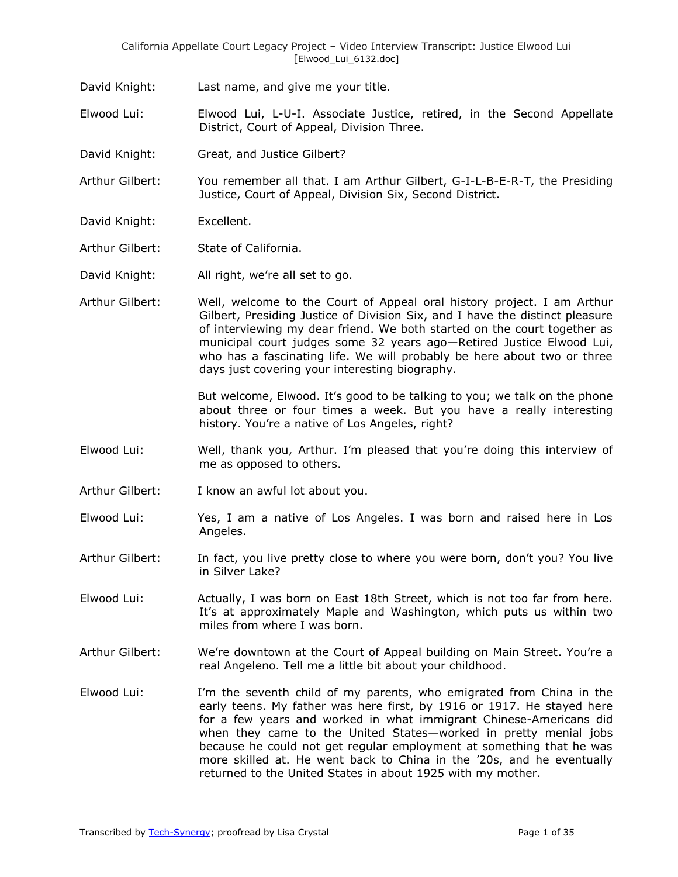David Knight: Last name, and give me your title.

Elwood Lui: Elwood Lui, L-U-I. Associate Justice, retired, in the Second Appellate District, Court of Appeal, Division Three.

David Knight: Great, and Justice Gilbert?

Arthur Gilbert: You remember all that. I am Arthur Gilbert, G-I-L-B-E-R-T, the Presiding Justice, Court of Appeal, Division Six, Second District.

David Knight: Excellent.

Arthur Gilbert: State of California.

David Knight: All right, we're all set to go.

Arthur Gilbert: Well, welcome to the Court of Appeal oral history project. I am Arthur Gilbert, Presiding Justice of Division Six, and I have the distinct pleasure of interviewing my dear friend. We both started on the court together as municipal court judges some 32 years ago—Retired Justice Elwood Lui, who has a fascinating life. We will probably be here about two or three days just covering your interesting biography.

But welcome, Elwood. It's good to be talking to you; we talk on the phone about three or four times a week. But you have a really interesting history. You're a native of Los Angeles, right?

Elwood Lui: Well, thank you, Arthur. I'm pleased that you're doing this interview of me as opposed to others.

Arthur Gilbert: I know an awful lot about you.

Elwood Lui: Yes, I am a native of Los Angeles. I was born and raised here in Los Angeles.

Arthur Gilbert: In fact, you live pretty close to where you were born, don't you? You live in Silver Lake?

Elwood Lui: Actually, I was born on East 18th Street, which is not too far from here. It's at approximately Maple and Washington, which puts us within two miles from where I was born.

Arthur Gilbert: We're downtown at the Court of Appeal building on Main Street. You're a real Angeleno. Tell me a little bit about your childhood.

Elwood Lui: I'm the seventh child of my parents, who emigrated from China in the early teens. My father was here first, by 1916 or 1917. He stayed here for a few years and worked in what immigrant Chinese-Americans did when they came to the United States—worked in pretty menial jobs because he could not get regular employment at something that he was more skilled at. He went back to China in the '20s, and he eventually returned to the United States in about 1925 with my mother.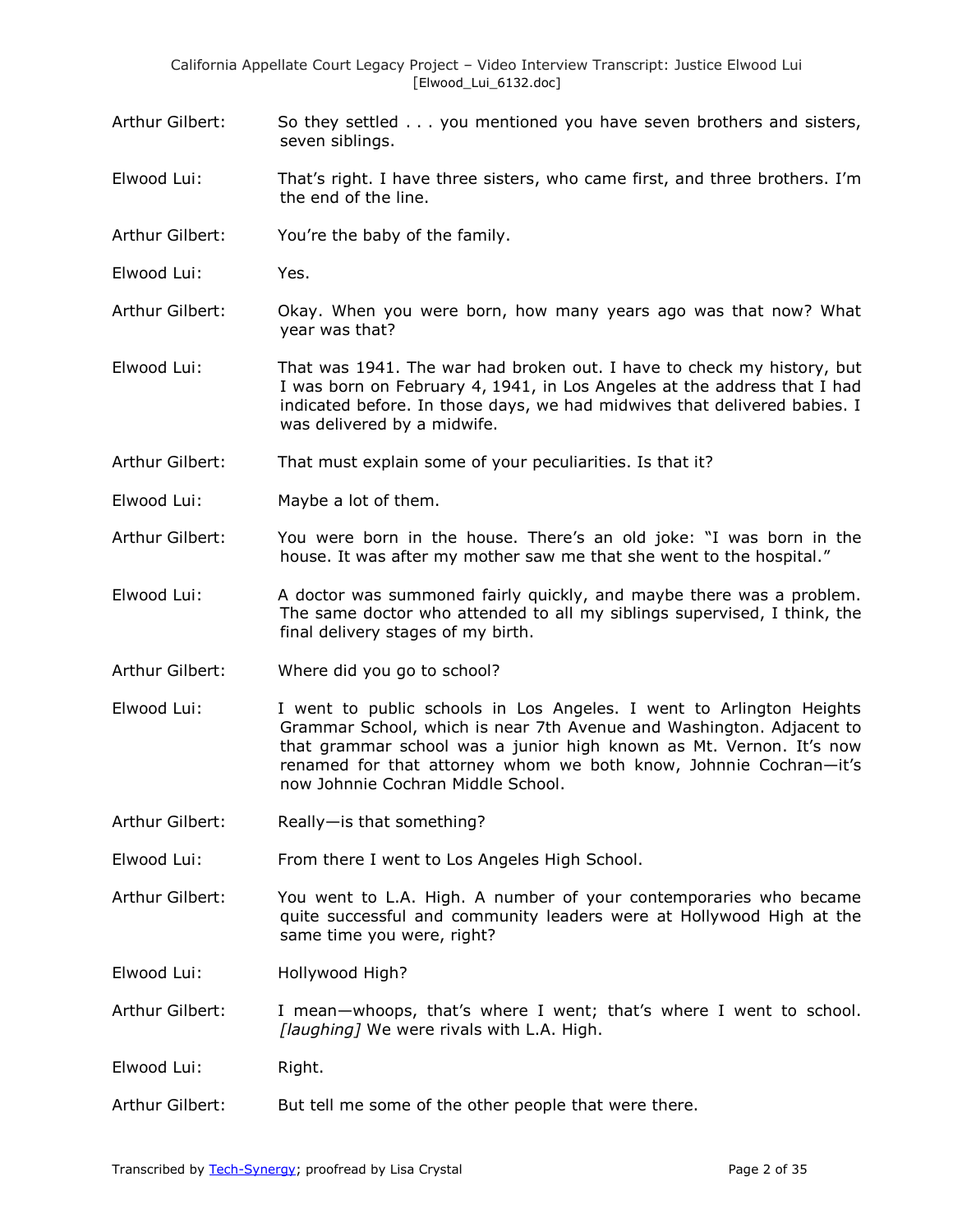Arthur Gilbert: So they settled . . . you mentioned you have seven brothers and sisters, seven siblings.

Elwood Lui: That's right. I have three sisters, who came first, and three brothers. I'm the end of the line.

Arthur Gilbert: You're the baby of the family.

Elwood Lui: Yes.

Arthur Gilbert: Okay. When you were born, how many years ago was that now? What year was that?

Elwood Lui: That was 1941. The war had broken out. I have to check my history, but I was born on February 4, 1941, in Los Angeles at the address that I had indicated before. In those days, we had midwives that delivered babies. I was delivered by a midwife.

Arthur Gilbert: That must explain some of your peculiarities. Is that it?

Elwood Lui: Maybe a lot of them.

Arthur Gilbert: You were born in the house. There's an old joke: "I was born in the house. It was after my mother saw me that she went to the hospital."

Elwood Lui: A doctor was summoned fairly quickly, and maybe there was a problem. The same doctor who attended to all my siblings supervised, I think, the final delivery stages of my birth.

Arthur Gilbert: Where did you go to school?

Elwood Lui: I went to public schools in Los Angeles. I went to Arlington Heights Grammar School, which is near 7th Avenue and Washington. Adjacent to that grammar school was a junior high known as Mt. Vernon. It's now renamed for that attorney whom we both know, Johnnie Cochran—it's now Johnnie Cochran Middle School.

Arthur Gilbert: Really—is that something?

Elwood Lui: From there I went to Los Angeles High School.

Arthur Gilbert: You went to L.A. High. A number of your contemporaries who became quite successful and community leaders were at Hollywood High at the same time you were, right?

Elwood Lui: Hollywood High?

Arthur Gilbert: I mean—whoops, that's where I went; that's where I went to school. *[laughing]* We were rivals with L.A. High.

Elwood Lui: Right.

Arthur Gilbert: But tell me some of the other people that were there.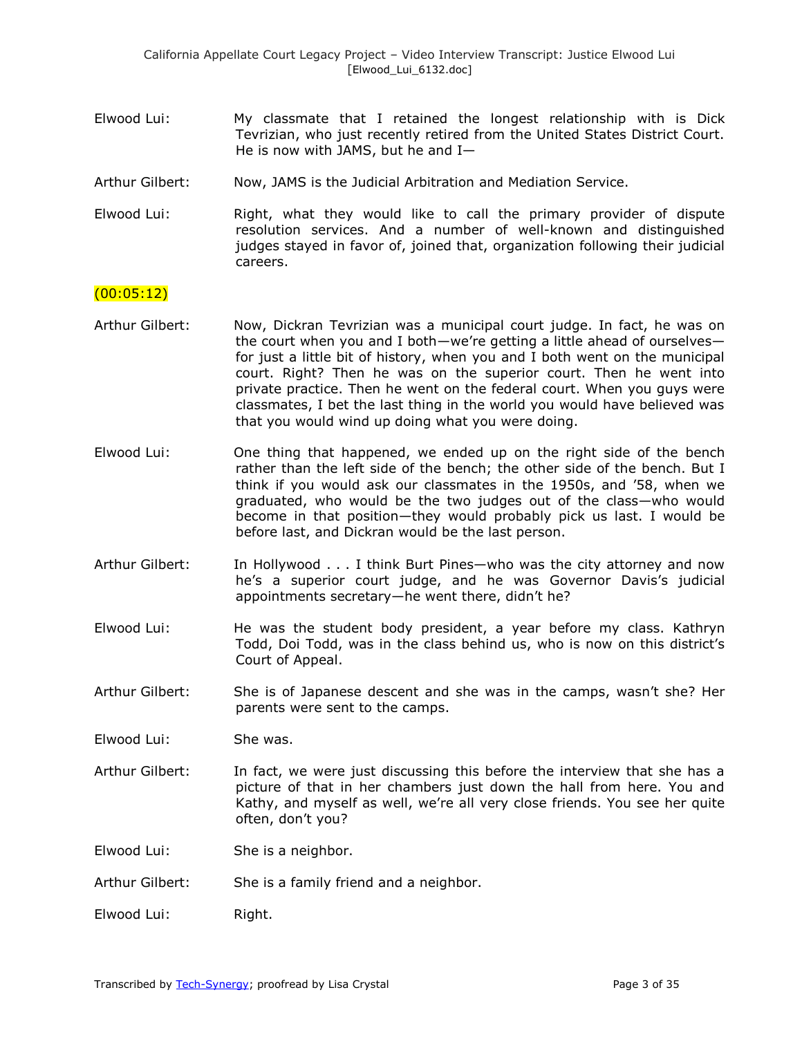Elwood Lui: My classmate that I retained the longest relationship with is Dick Tevrizian, who just recently retired from the United States District Court. He is now with JAMS, but he and I—

Arthur Gilbert: Now, JAMS is the Judicial Arbitration and Mediation Service.

Elwood Lui: Right, what they would like to call the primary provider of dispute resolution services. And a number of well-known and distinguished judges stayed in favor of, joined that, organization following their judicial careers.

(00:05:12)

Arthur Gilbert: Now, Dickran Tevrizian was a municipal court judge. In fact, he was on the court when you and I both—we're getting a little ahead of ourselves—for just a little bit of history, when you and I both went on the municipal court. Right? Then he was on the superior court. Then he went into private practice. Then he went on the federal court. When you guys were classmates, I bet the last thing in the world you would have believed was that you would wind up doing what you were doing.

Elwood Lui: One thing that happened, we ended up on the right side of the bench rather than the left side of the bench; the other side of the bench. But I think if you would ask our classmates in the 1950s, and '58, when we graduated, who would be the two judges out of the class—who would become in that position—they would probably pick us last. I would be before last, and Dickran would be the last person.

Arthur Gilbert: In Hollywood . . . I think Burt Pines—who was the city attorney and now he's a superior court judge, and he was Governor Davis's judicial appointments secretary—he went there, didn't he?

Elwood Lui: He was the student body president, a year before my class. Kathryn Todd, Doi Todd, was in the class behind us, who is now on this district's Court of Appeal.

Arthur Gilbert: She is of Japanese descent and she was in the camps, wasn't she? Her parents were sent to the camps.

Elwood Lui: She was.

Arthur Gilbert: In fact, we were just discussing this before the interview that she has a picture of that in her chambers just down the hall from here. You and Kathy, and myself as well, we're all very close friends. You see her quite often, don't you?

Elwood Lui: She is a neighbor.

Arthur Gilbert: She is a family friend and a neighbor.

Elwood Lui: Right.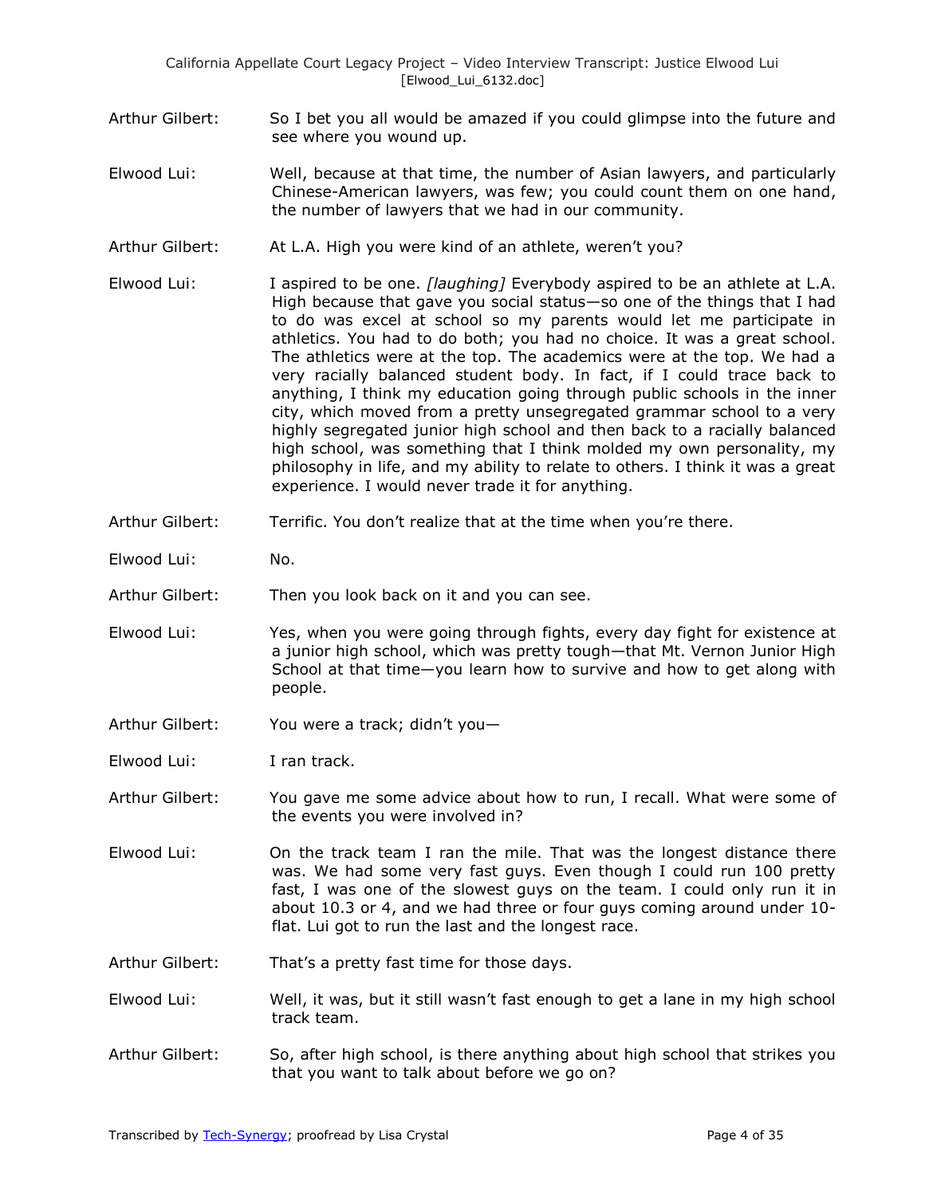**Arthur Gilbert:** So I bet you all would be amazed if you could glimpse into the future and see where you wound up.

**Elwood Lui:** Well, because at that time, the number of Asian lawyers, and particularly Chinese-American lawyers, was few; you could count them on one hand, the number of lawyers that we had in our community.

**Arthur Gilbert:** At L.A. High you were kind of an athlete, weren't you?

**Elwood Lui:** I aspired to be one. *[laughing]* Everybody aspired to be an athlete at L.A. High because that gave you social status—so one of the things that I had to do was excel at school so my parents would let me participate in athletics. You had to do both; you had no choice. It was a great school. The athletics were at the top. The academics were at the top. We had a very racially balanced student body. In fact, if I could trace back to anything, I think my education going through public schools in the inner city, which moved from a pretty unsegregated grammar school to a very highly segregated junior high school and then back to a racially balanced high school, was something that I think molded my own personality, my philosophy in life, and my ability to relate to others. I think it was a great experience. I would never trade it for anything.

**Arthur Gilbert:** Terrific. You don't realize that at the time when you're there.

**Elwood Lui:** No.

**Arthur Gilbert:** Then you look back on it and you can see.

**Elwood Lui:** Yes, when you were going through fights, every day fight for existence at a junior high school, which was pretty tough—that Mt. Vernon Junior High School at that time—you learn how to survive and how to get along with people.

**Arthur Gilbert:** You were a track; didn't you—

**Elwood Lui:** I ran track.

**Arthur Gilbert:** You gave me some advice about how to run, I recall. What were some of the events you were involved in?

**Elwood Lui:** On the track team I ran the mile. That was the longest distance there was. We had some very fast guys. Even though I could run 100 pretty fast, I was one of the slowest guys on the team. I could only run it in about 10.3 or 4, and we had three or four guys coming around under 10-flat. Lui got to run the last and the longest race.

**Arthur Gilbert:** That's a pretty fast time for those days.

**Elwood Lui:** Well, it was, but it still wasn't fast enough to get a lane in my high school track team.

**Arthur Gilbert:** So, after high school, is there anything about high school that strikes you that you want to talk about before we go on?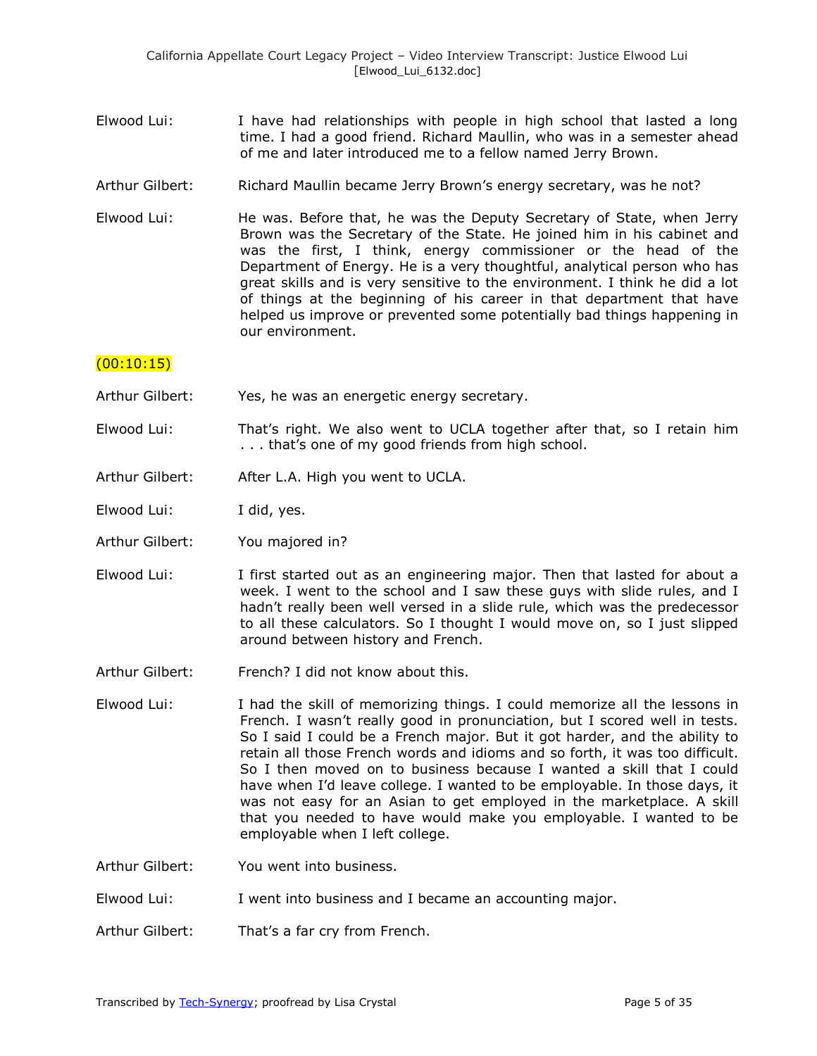Elwood Lui: I have had relationships with people in high school that lasted a long time. I had a good friend. Richard Maullin, who was in a semester ahead of me and later introduced me to a fellow named Jerry Brown.

Arthur Gilbert: Richard Maullin became Jerry Brown's energy secretary, was he not?

Elwood Lui: He was. Before that, he was the Deputy Secretary of State, when Jerry Brown was the Secretary of the State. He joined him in his cabinet and was the first, I think, energy commissioner or the head of the Department of Energy. He is a very thoughtful, analytical person who has great skills and is very sensitive to the environment. I think he did a lot of things at the beginning of his career in that department that have helped us improve or prevented some potentially bad things happening in our environment.

(00:10:15)

Arthur Gilbert: Yes, he was an energetic energy secretary.

Elwood Lui: That's right. We also went to UCLA together after that, so I retain him . . . that's one of my good friends from high school.

Arthur Gilbert: After L.A. High you went to UCLA.

Elwood Lui: I did, yes.

Arthur Gilbert: You majored in?

Elwood Lui: I first started out as an engineering major. Then that lasted for about a week. I went to the school and I saw these guys with slide rules, and I hadn't really been well versed in a slide rule, which was the predecessor to all these calculators. So I thought I would move on, so I just slipped around between history and French.

Arthur Gilbert: French? I did not know about this.

Elwood Lui: I had the skill of memorizing things. I could memorize all the lessons in French. I wasn't really good in pronunciation, but I scored well in tests. So I said I could be a French major. But it got harder, and the ability to retain all those French words and idioms and so forth, it was too difficult. So I then moved on to business because I wanted a skill that I could have when I'd leave college. I wanted to be employable. In those days, it was not easy for an Asian to get employed in the marketplace. A skill that you needed to have would make you employable. I wanted to be employable when I left college.

Arthur Gilbert: You went into business.

Elwood Lui: I went into business and I became an accounting major.

Arthur Gilbert: That's a far cry from French.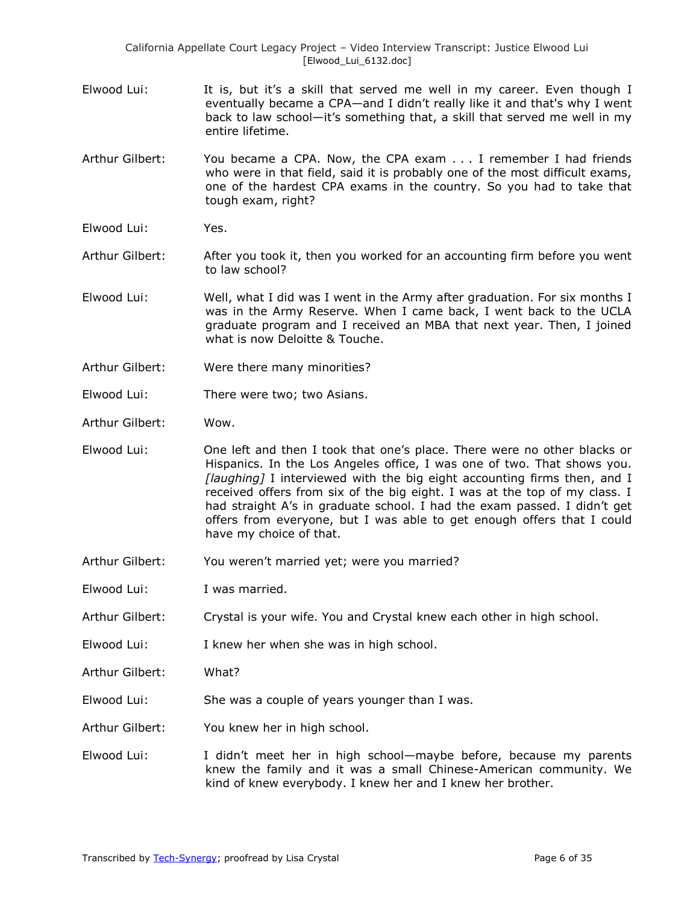Elwood Lui: It is, but it's a skill that served me well in my career. Even though I eventually became a CPA—and I didn't really like it and that's why I went back to law school—it's something that, a skill that served me well in my entire lifetime.

Arthur Gilbert: You became a CPA. Now, the CPA exam . . . I remember I had friends who were in that field, said it is probably one of the most difficult exams, one of the hardest CPA exams in the country. So you had to take that tough exam, right?

Elwood Lui: Yes.

Arthur Gilbert: After you took it, then you worked for an accounting firm before you went to law school?

Elwood Lui: Well, what I did was I went in the Army after graduation. For six months I was in the Army Reserve. When I came back, I went back to the UCLA graduate program and I received an MBA that next year. Then, I joined what is now Deloitte & Touche.

Arthur Gilbert: Were there many minorities?

Elwood Lui: There were two; two Asians.

Arthur Gilbert: Wow.

Elwood Lui: One left and then I took that one's place. There were no other blacks or Hispanics. In the Los Angeles office, I was one of two. That shows you. *[laughing]* I interviewed with the big eight accounting firms then, and I received offers from six of the big eight. I was at the top of my class. I had straight A's in graduate school. I had the exam passed. I didn't get offers from everyone, but I was able to get enough offers that I could have my choice of that.

Arthur Gilbert: You weren't married yet; were you married?

Elwood Lui: I was married.

Arthur Gilbert: Crystal is your wife. You and Crystal knew each other in high school.

Elwood Lui: I knew her when she was in high school.

Arthur Gilbert: What?

Elwood Lui: She was a couple of years younger than I was.

Arthur Gilbert: You knew her in high school.

Elwood Lui: I didn't meet her in high school—maybe before, because my parents knew the family and it was a small Chinese-American community. We kind of knew everybody. I knew her and I knew her brother.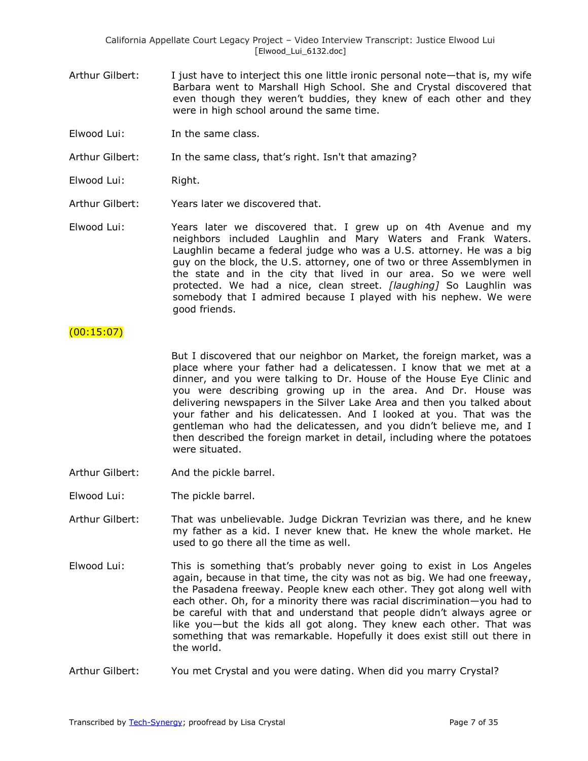Arthur Gilbert: I just have to interject this one little ironic personal note—that is, my wife Barbara went to Marshall High School. She and Crystal discovered that even though they weren't buddies, they knew of each other and they were in high school around the same time.

Elwood Lui: In the same class.

Arthur Gilbert: In the same class, that's right. Isn't that amazing?

Elwood Lui: Right.

Arthur Gilbert: Years later we discovered that.

Elwood Lui: Years later we discovered that. I grew up on 4th Avenue and my neighbors included Laughlin and Mary Waters and Frank Waters. Laughlin became a federal judge who was a U.S. attorney. He was a big guy on the block, the U.S. attorney, one of two or three Assemblymen in the state and in the city that lived in our area. So we were well protected. We had a nice, clean street. *[laughing]* So Laughlin was somebody that I admired because I played with his nephew. We were good friends.

(00:15:07)

But I discovered that our neighbor on Market, the foreign market, was a place where your father had a delicatessen. I know that we met at a dinner, and you were talking to Dr. House of the House Eye Clinic and you were describing growing up in the area. And Dr. House was delivering newspapers in the Silver Lake Area and then you talked about your father and his delicatessen. And I looked at you. That was the gentleman who had the delicatessen, and you didn't believe me, and I then described the foreign market in detail, including where the potatoes were situated.

Arthur Gilbert: And the pickle barrel.

Elwood Lui: The pickle barrel.

Arthur Gilbert: That was unbelievable. Judge Dickran Tevrizian was there, and he knew my father as a kid. I never knew that. He knew the whole market. He used to go there all the time as well.

Elwood Lui: This is something that's probably never going to exist in Los Angeles again, because in that time, the city was not as big. We had one freeway, the Pasadena freeway. People knew each other. They got along well with each other. Oh, for a minority there was racial discrimination—you had to be careful with that and understand that people didn't always agree or like you—but the kids all got along. They knew each other. That was something that was remarkable. Hopefully it does exist still out there in the world.

Arthur Gilbert: You met Crystal and you were dating. When did you marry Crystal?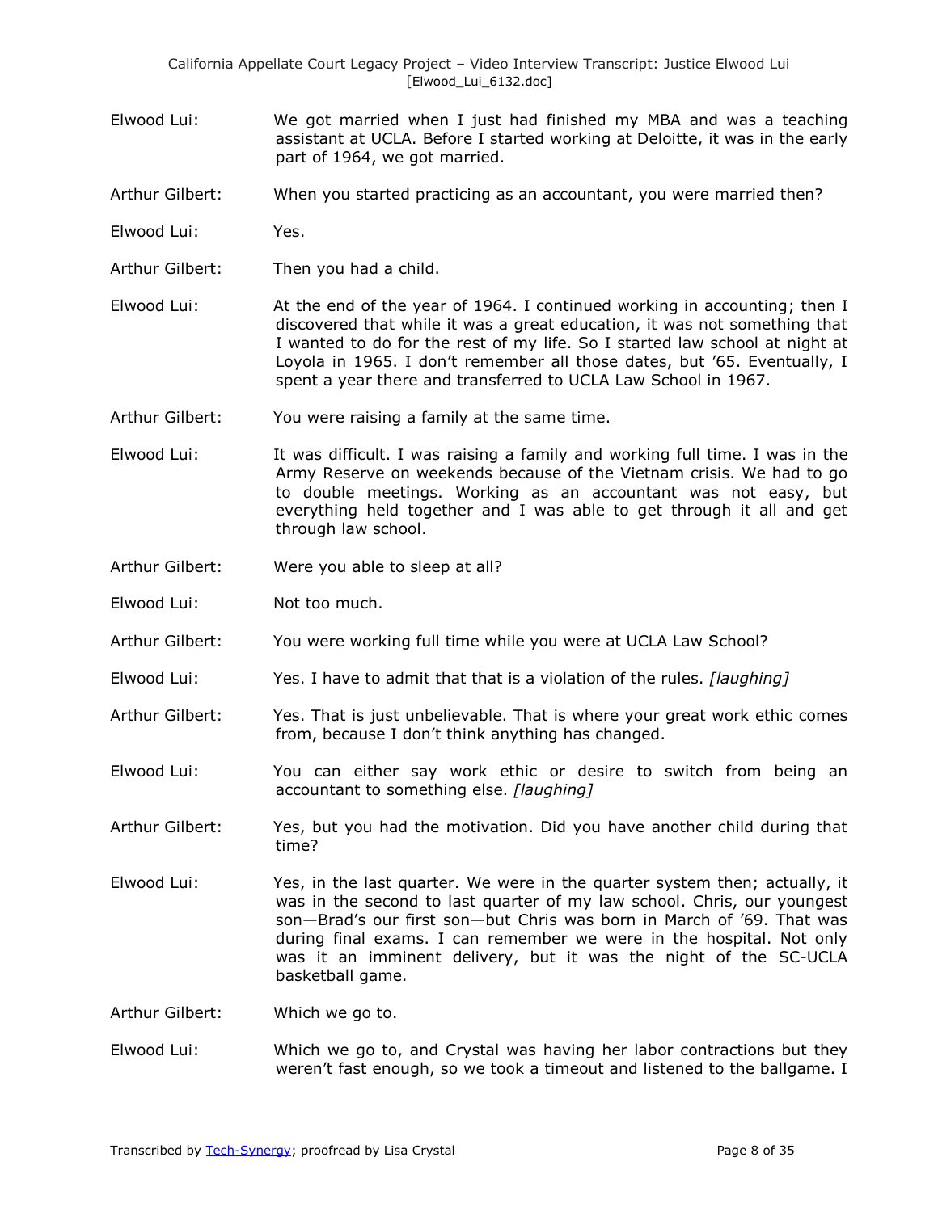Elwood Lui: We got married when I just had finished my MBA and was a teaching assistant at UCLA. Before I started working at Deloitte, it was in the early part of 1964, we got married.

Arthur Gilbert: When you started practicing as an accountant, you were married then?

Elwood Lui: Yes.

Arthur Gilbert: Then you had a child.

Elwood Lui: At the end of the year of 1964. I continued working in accounting; then I discovered that while it was a great education, it was not something that I wanted to do for the rest of my life. So I started law school at night at Loyola in 1965. I don't remember all those dates, but '65. Eventually, I spent a year there and transferred to UCLA Law School in 1967.

Arthur Gilbert: You were raising a family at the same time.

Elwood Lui: It was difficult. I was raising a family and working full time. I was in the Army Reserve on weekends because of the Vietnam crisis. We had to go to double meetings. Working as an accountant was not easy, but everything held together and I was able to get through it all and get through law school.

Arthur Gilbert: Were you able to sleep at all?

Elwood Lui: Not too much.

Arthur Gilbert: You were working full time while you were at UCLA Law School?

Elwood Lui: Yes. I have to admit that that is a violation of the rules. *[laughing]*

Arthur Gilbert: Yes. That is just unbelievable. That is where your great work ethic comes from, because I don't think anything has changed.

Elwood Lui: You can either say work ethic or desire to switch from being an accountant to something else. *[laughing]*

Arthur Gilbert: Yes, but you had the motivation. Did you have another child during that time?

Elwood Lui: Yes, in the last quarter. We were in the quarter system then; actually, it was in the second to last quarter of my law school. Chris, our youngest son—Brad's our first son—but Chris was born in March of '69. That was during final exams. I can remember we were in the hospital. Not only was it an imminent delivery, but it was the night of the SC-UCLA basketball game.

Arthur Gilbert: Which we go to.

Elwood Lui: Which we go to, and Crystal was having her labor contractions but they weren't fast enough, so we took a timeout and listened to the ballgame. I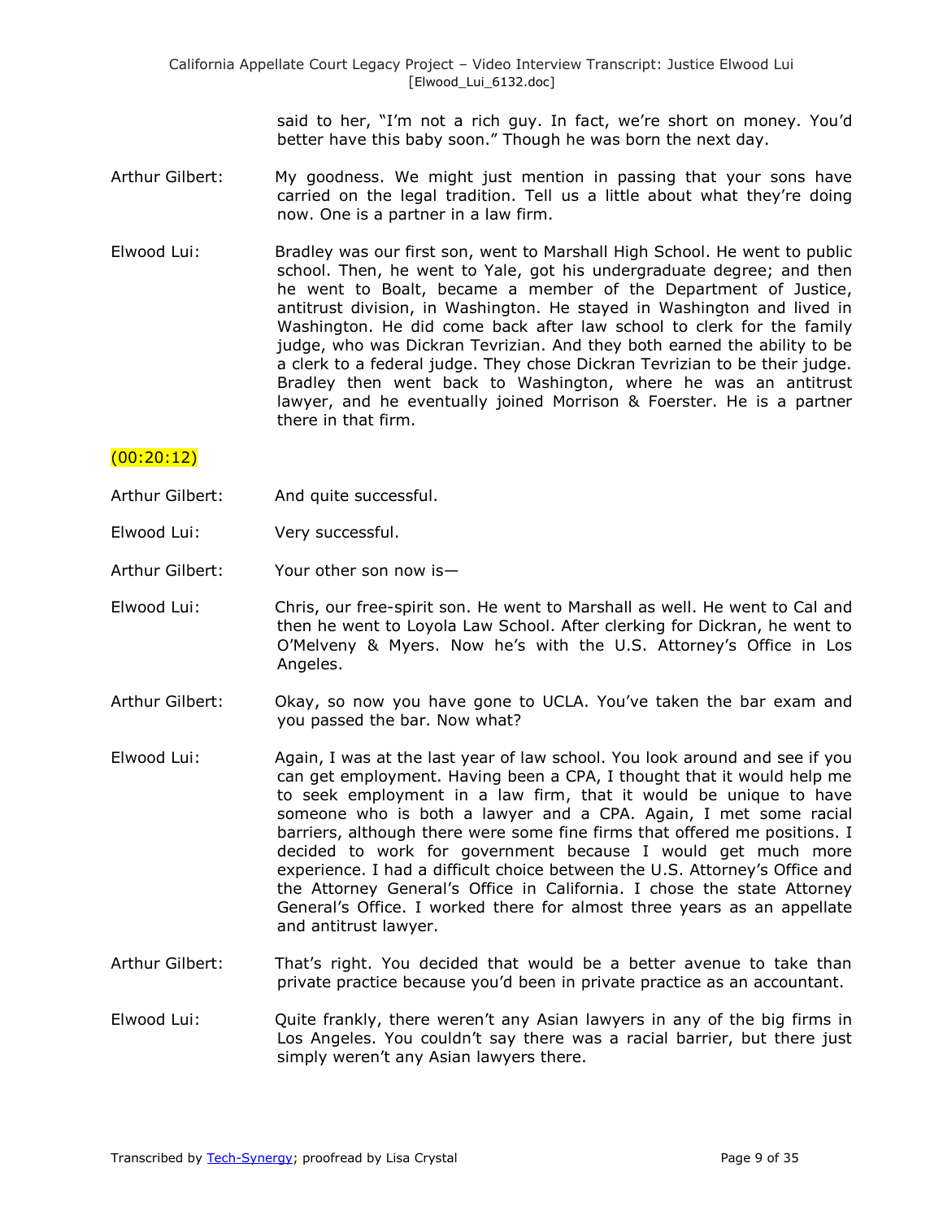said to her, "I'm not a rich guy. In fact, we're short on money. You'd better have this baby soon." Though he was born the next day.

Arthur Gilbert: My goodness. We might just mention in passing that your sons have carried on the legal tradition. Tell us a little about what they're doing now. One is a partner in a law firm.

Elwood Lui: Bradley was our first son, went to Marshall High School. He went to public school. Then, he went to Yale, got his undergraduate degree; and then he went to Boalt, became a member of the Department of Justice, antitrust division, in Washington. He stayed in Washington and lived in Washington. He did come back after law school to clerk for the family judge, who was Dickran Tevrizian. And they both earned the ability to be a clerk to a federal judge. They chose Dickran Tevrizian to be their judge. Bradley then went back to Washington, where he was an antitrust lawyer, and he eventually joined Morrison & Foerster. He is a partner there in that firm.

(00:20:12)

Arthur Gilbert: And quite successful.

Elwood Lui: Very successful.

Arthur Gilbert: Your other son now is—

Elwood Lui: Chris, our free-spirit son. He went to Marshall as well. He went to Cal and then he went to Loyola Law School. After clerking for Dickran, he went to O'Melveny & Myers. Now he's with the U.S. Attorney's Office in Los Angeles.

Arthur Gilbert: Okay, so now you have gone to UCLA. You've taken the bar exam and you passed the bar. Now what?

Elwood Lui: Again, I was at the last year of law school. You look around and see if you can get employment. Having been a CPA, I thought that it would help me to seek employment in a law firm, that it would be unique to have someone who is both a lawyer and a CPA. Again, I met some racial barriers, although there were some fine firms that offered me positions. I decided to work for government because I would get much more experience. I had a difficult choice between the U.S. Attorney's Office and the Attorney General's Office in California. I chose the state Attorney General's Office. I worked there for almost three years as an appellate and antitrust lawyer.

Arthur Gilbert: That's right. You decided that would be a better avenue to take than private practice because you'd been in private practice as an accountant.

Elwood Lui: Quite frankly, there weren't any Asian lawyers in any of the big firms in Los Angeles. You couldn't say there was a racial barrier, but there just simply weren't any Asian lawyers there.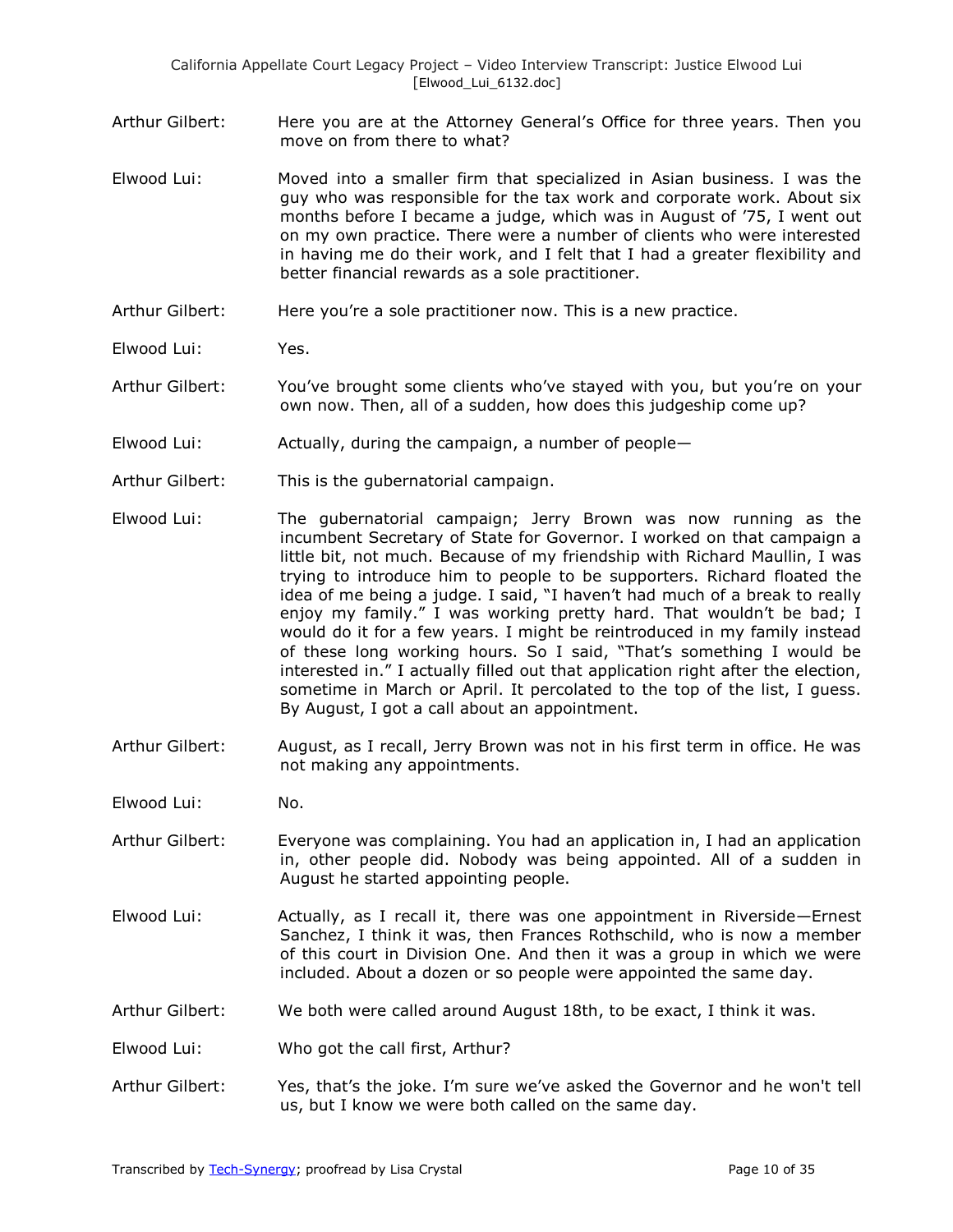Arthur Gilbert: Here you are at the Attorney General's Office for three years. Then you move on from there to what?

Elwood Lui: Moved into a smaller firm that specialized in Asian business. I was the guy who was responsible for the tax work and corporate work. About six months before I became a judge, which was in August of '75, I went out on my own practice. There were a number of clients who were interested in having me do their work, and I felt that I had a greater flexibility and better financial rewards as a sole practitioner.

Arthur Gilbert: Here you're a sole practitioner now. This is a new practice.

Elwood Lui: Yes.

Arthur Gilbert: You've brought some clients who've stayed with you, but you're on your own now. Then, all of a sudden, how does this judgeship come up?

Elwood Lui: Actually, during the campaign, a number of people—

Arthur Gilbert: This is the gubernatorial campaign.

Elwood Lui: The gubernatorial campaign; Jerry Brown was now running as the incumbent Secretary of State for Governor. I worked on that campaign a little bit, not much. Because of my friendship with Richard Maullin, I was trying to introduce him to people to be supporters. Richard floated the idea of me being a judge. I said, "I haven't had much of a break to really enjoy my family." I was working pretty hard. That wouldn't be bad; I would do it for a few years. I might be reintroduced in my family instead of these long working hours. So I said, "That's something I would be interested in." I actually filled out that application right after the election, sometime in March or April. It percolated to the top of the list, I guess. By August, I got a call about an appointment.

Arthur Gilbert: August, as I recall, Jerry Brown was not in his first term in office. He was not making any appointments.

Elwood Lui: No.

Arthur Gilbert: Everyone was complaining. You had an application in, I had an application in, other people did. Nobody was being appointed. All of a sudden in August he started appointing people.

Elwood Lui: Actually, as I recall it, there was one appointment in Riverside—Ernest Sanchez, I think it was, then Frances Rothschild, who is now a member of this court in Division One. And then it was a group in which we were included. About a dozen or so people were appointed the same day.

Arthur Gilbert: We both were called around August 18th, to be exact, I think it was.

Elwood Lui: Who got the call first, Arthur?

Arthur Gilbert: Yes, that's the joke. I'm sure we've asked the Governor and he won't tell us, but I know we were both called on the same day.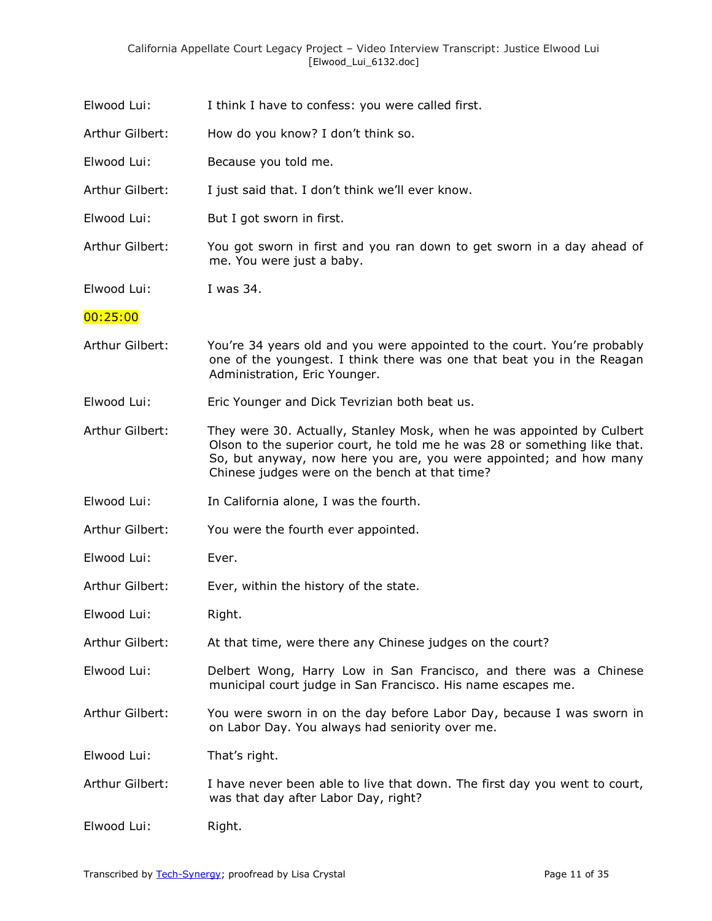Elwood Lui: I think I have to confess: you were called first.

Arthur Gilbert: How do you know? I don't think so.

Elwood Lui: Because you told me.

Arthur Gilbert: I just said that. I don't think we'll ever know.

Elwood Lui: But I got sworn in first.

Arthur Gilbert: You got sworn in first and you ran down to get sworn in a day ahead of me. You were just a baby.

Elwood Lui: I was 34.

00:25:00

Arthur Gilbert: You're 34 years old and you were appointed to the court. You're probably one of the youngest. I think there was one that beat you in the Reagan Administration, Eric Younger.

Elwood Lui: Eric Younger and Dick Tevrizian both beat us.

Arthur Gilbert: They were 30. Actually, Stanley Mosk, when he was appointed by Culbert Olson to the superior court, he told me he was 28 or something like that. So, but anyway, now here you are, you were appointed; and how many Chinese judges were on the bench at that time?

Elwood Lui: In California alone, I was the fourth.

Arthur Gilbert: You were the fourth ever appointed.

Elwood Lui: Ever.

Arthur Gilbert: Ever, within the history of the state.

Elwood Lui: Right.

Arthur Gilbert: At that time, were there any Chinese judges on the court?

Elwood Lui: Delbert Wong, Harry Low in San Francisco, and there was a Chinese municipal court judge in San Francisco. His name escapes me.

Arthur Gilbert: You were sworn in on the day before Labor Day, because I was sworn in on Labor Day. You always had seniority over me.

Elwood Lui: That's right.

Arthur Gilbert: I have never been able to live that down. The first day you went to court, was that day after Labor Day, right?

Elwood Lui: Right.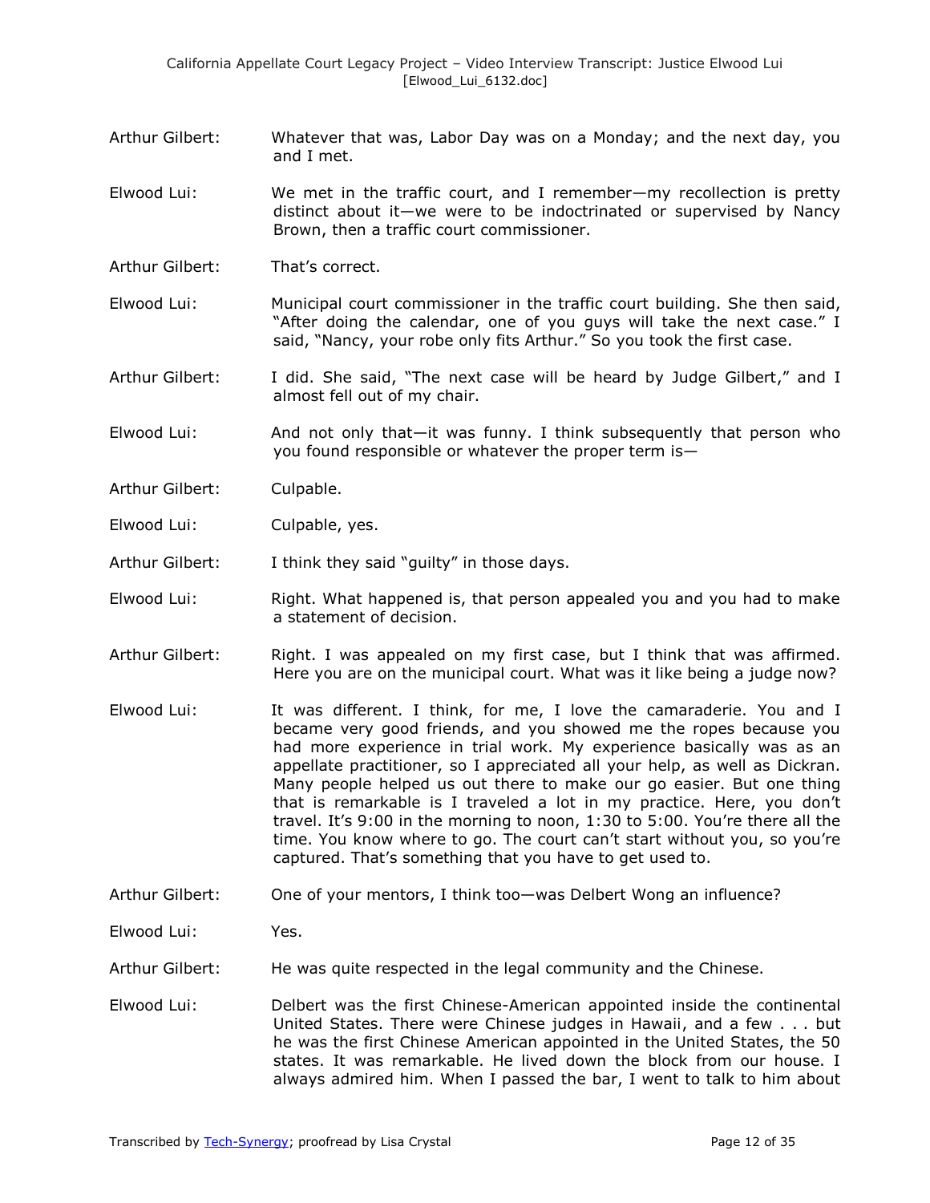Arthur Gilbert: Whatever that was, Labor Day was on a Monday; and the next day, you and I met.

Elwood Lui: We met in the traffic court, and I remember—my recollection is pretty distinct about it—we were to be indoctrinated or supervised by Nancy Brown, then a traffic court commissioner.

Arthur Gilbert: That's correct.

Elwood Lui: Municipal court commissioner in the traffic court building. She then said, "After doing the calendar, one of you guys will take the next case." I said, "Nancy, your robe only fits Arthur." So you took the first case.

Arthur Gilbert: I did. She said, "The next case will be heard by Judge Gilbert," and I almost fell out of my chair.

Elwood Lui: And not only that—it was funny. I think subsequently that person who you found responsible or whatever the proper term is—

Arthur Gilbert: Culpable.

Elwood Lui: Culpable, yes.

Arthur Gilbert: I think they said "guilty" in those days.

Elwood Lui: Right. What happened is, that person appealed you and you had to make a statement of decision.

Arthur Gilbert: Right. I was appealed on my first case, but I think that was affirmed. Here you are on the municipal court. What was it like being a judge now?

Elwood Lui: It was different. I think, for me, I love the camaraderie. You and I became very good friends, and you showed me the ropes because you had more experience in trial work. My experience basically was as an appellate practitioner, so I appreciated all your help, as well as Dickran. Many people helped us out there to make our go easier. But one thing that is remarkable is I traveled a lot in my practice. Here, you don't travel. It's 9:00 in the morning to noon, 1:30 to 5:00. You're there all the time. You know where to go. The court can't start without you, so you're captured. That's something that you have to get used to.

Arthur Gilbert: One of your mentors, I think too—was Delbert Wong an influence?

Elwood Lui: Yes.

Arthur Gilbert: He was quite respected in the legal community and the Chinese.

Elwood Lui: Delbert was the first Chinese-American appointed inside the continental United States. There were Chinese judges in Hawaii, and a few . . . but he was the first Chinese American appointed in the United States, the 50 states. It was remarkable. He lived down the block from our house. I always admired him. When I passed the bar, I went to talk to him about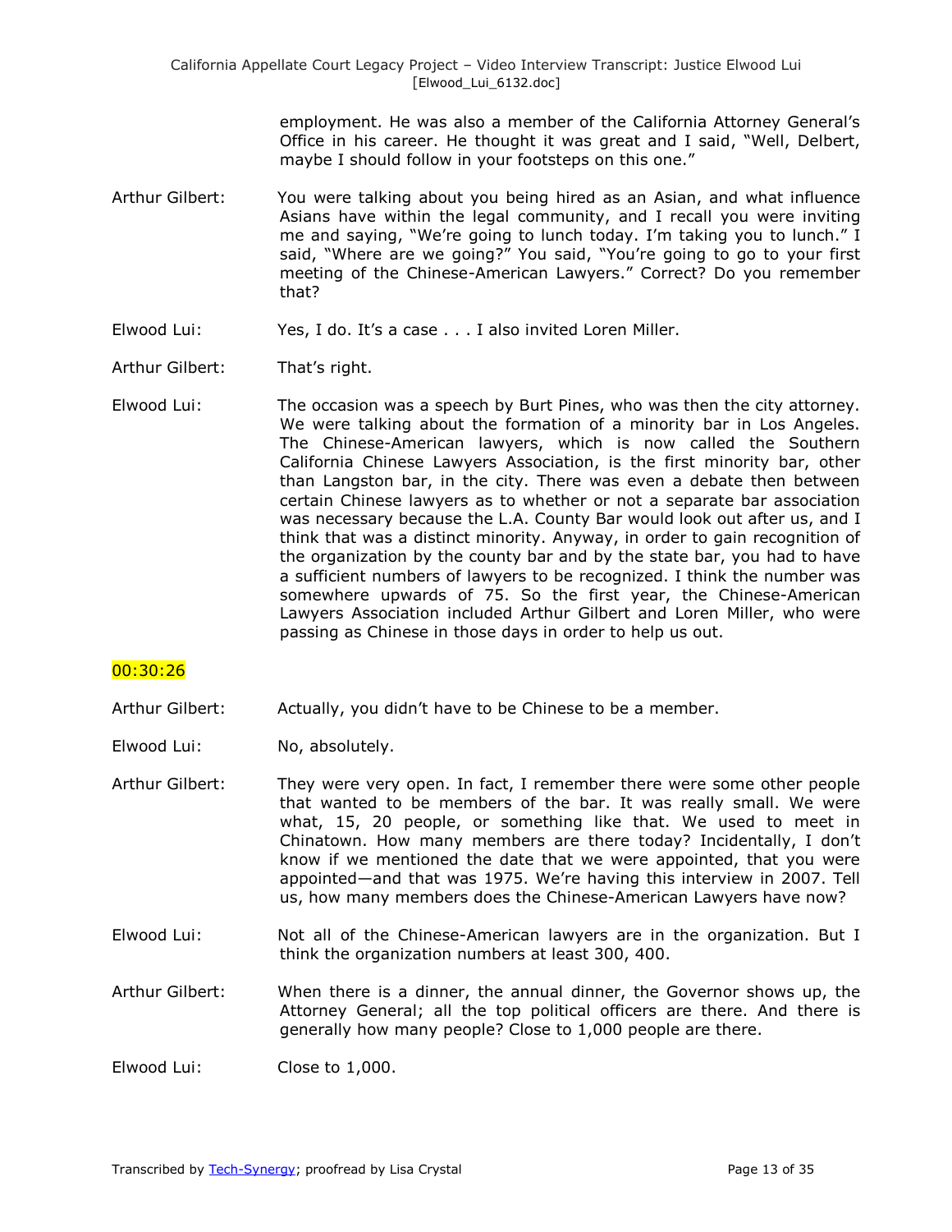employment. He was also a member of the California Attorney General's Office in his career. He thought it was great and I said, "Well, Delbert, maybe I should follow in your footsteps on this one."

Arthur Gilbert: You were talking about you being hired as an Asian, and what influence Asians have within the legal community, and I recall you were inviting me and saying, "We're going to lunch today. I'm taking you to lunch." I said, "Where are we going?" You said, "You're going to go to your first meeting of the Chinese-American Lawyers." Correct? Do you remember that?

Elwood Lui: Yes, I do. It's a case . . . I also invited Loren Miller.

Arthur Gilbert: That's right.

Elwood Lui: The occasion was a speech by Burt Pines, who was then the city attorney. We were talking about the formation of a minority bar in Los Angeles. The Chinese-American lawyers, which is now called the Southern California Chinese Lawyers Association, is the first minority bar, other than Langston bar, in the city. There was even a debate then between certain Chinese lawyers as to whether or not a separate bar association was necessary because the L.A. County Bar would look out after us, and I think that was a distinct minority. Anyway, in order to gain recognition of the organization by the county bar and by the state bar, you had to have a sufficient numbers of lawyers to be recognized. I think the number was somewhere upwards of 75. So the first year, the Chinese-American Lawyers Association included Arthur Gilbert and Loren Miller, who were passing as Chinese in those days in order to help us out.

00:30:26

Arthur Gilbert: Actually, you didn't have to be Chinese to be a member.

Elwood Lui: No, absolutely.

Arthur Gilbert: They were very open. In fact, I remember there were some other people that wanted to be members of the bar. It was really small. We were what, 15, 20 people, or something like that. We used to meet in Chinatown. How many members are there today? Incidentally, I don't know if we mentioned the date that we were appointed, that you were appointed—and that was 1975. We're having this interview in 2007. Tell us, how many members does the Chinese-American Lawyers have now?

Elwood Lui: Not all of the Chinese-American lawyers are in the organization. But I think the organization numbers at least 300, 400.

Arthur Gilbert: When there is a dinner, the annual dinner, the Governor shows up, the Attorney General; all the top political officers are there. And there is generally how many people? Close to 1,000 people are there.

Elwood Lui: Close to 1,000.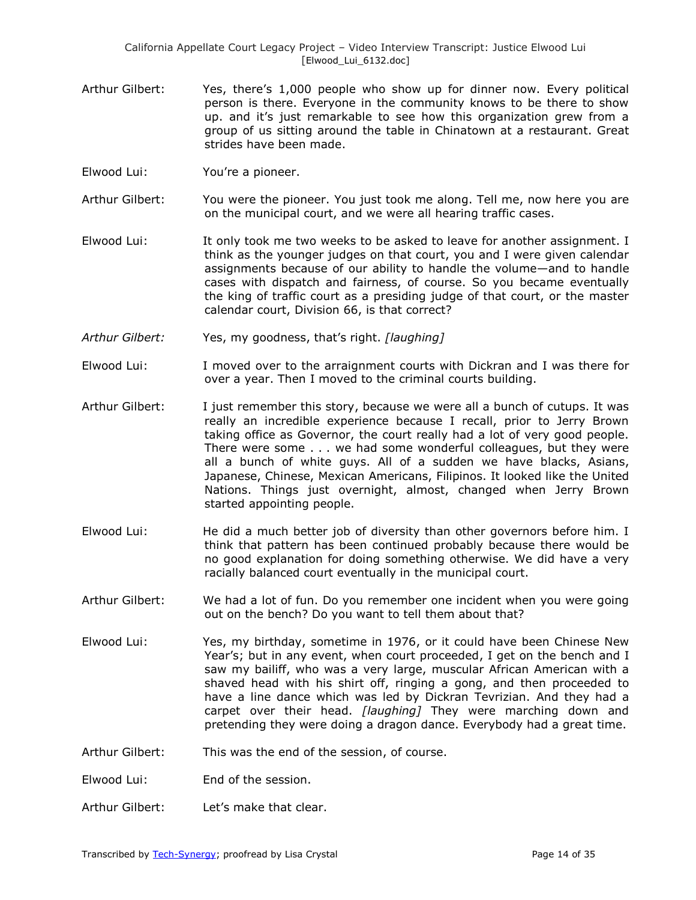Arthur Gilbert: Yes, there's 1,000 people who show up for dinner now. Every political person is there. Everyone in the community knows to be there to show up. and it's just remarkable to see how this organization grew from a group of us sitting around the table in Chinatown at a restaurant. Great strides have been made.

Elwood Lui: You're a pioneer.

Arthur Gilbert: You were the pioneer. You just took me along. Tell me, now here you are on the municipal court, and we were all hearing traffic cases.

Elwood Lui: It only took me two weeks to be asked to leave for another assignment. I think as the younger judges on that court, you and I were given calendar assignments because of our ability to handle the volume—and to handle cases with dispatch and fairness, of course. So you became eventually the king of traffic court as a presiding judge of that court, or the master calendar court, Division 66, is that correct?

*Arthur Gilbert:* Yes, my goodness, that's right. *[laughing]*

Elwood Lui: I moved over to the arraignment courts with Dickran and I was there for over a year. Then I moved to the criminal courts building.

Arthur Gilbert: I just remember this story, because we were all a bunch of cutups. It was really an incredible experience because I recall, prior to Jerry Brown taking office as Governor, the court really had a lot of very good people. There were some . . . we had some wonderful colleagues, but they were all a bunch of white guys. All of a sudden we have blacks, Asians, Japanese, Chinese, Mexican Americans, Filipinos. It looked like the United Nations. Things just overnight, almost, changed when Jerry Brown started appointing people.

Elwood Lui: He did a much better job of diversity than other governors before him. I think that pattern has been continued probably because there would be no good explanation for doing something otherwise. We did have a very racially balanced court eventually in the municipal court.

Arthur Gilbert: We had a lot of fun. Do you remember one incident when you were going out on the bench? Do you want to tell them about that?

Elwood Lui: Yes, my birthday, sometime in 1976, or it could have been Chinese New Year's; but in any event, when court proceeded, I get on the bench and I saw my bailiff, who was a very large, muscular African American with a shaved head with his shirt off, ringing a gong, and then proceeded to have a line dance which was led by Dickran Tevrizian. And they had a carpet over their head. *[laughing]* They were marching down and pretending they were doing a dragon dance. Everybody had a great time.

Arthur Gilbert: This was the end of the session, of course.

Elwood Lui: End of the session.

Arthur Gilbert: Let's make that clear.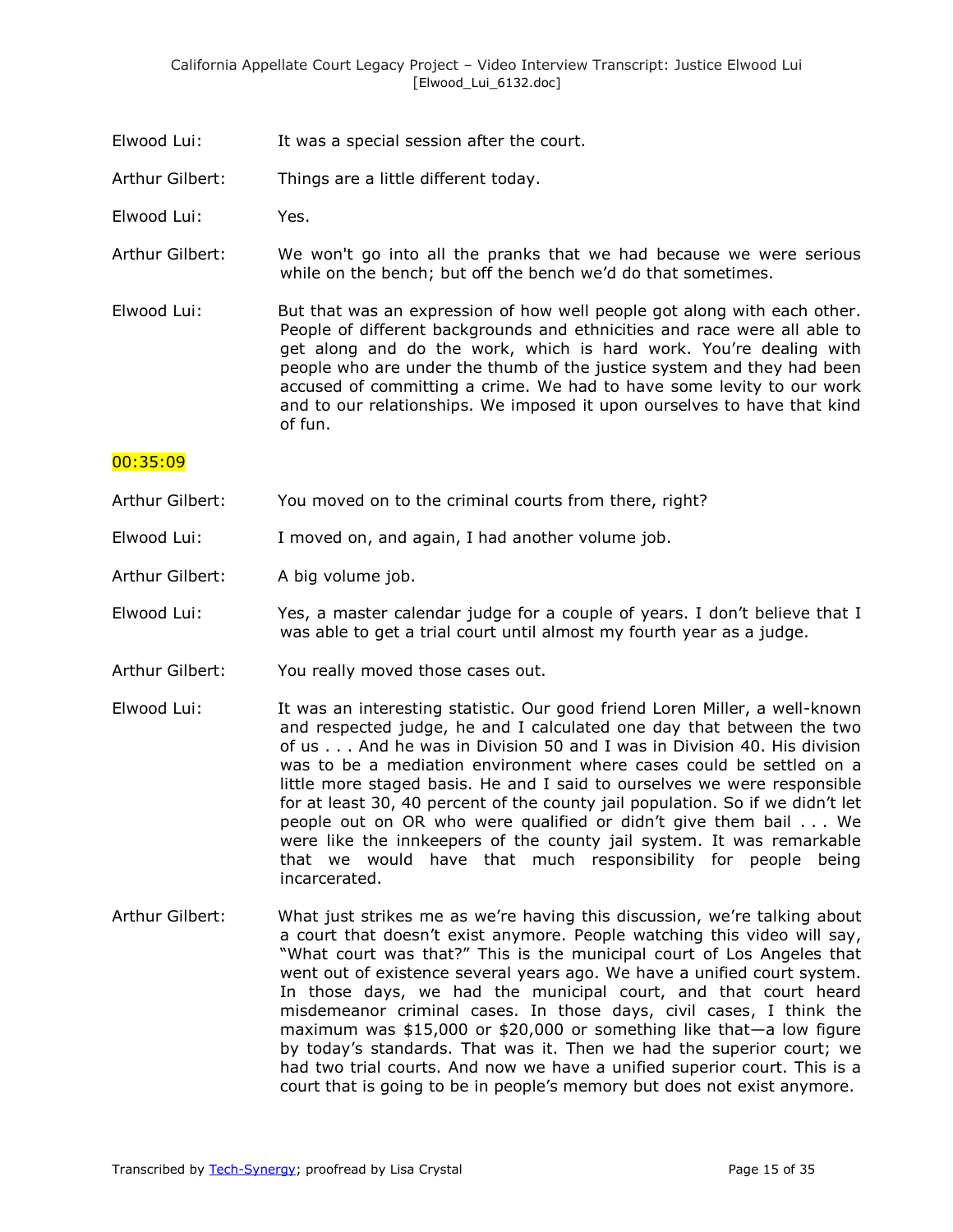Elwood Lui: It was a special session after the court.

Arthur Gilbert: Things are a little different today.

Elwood Lui: Yes.

Arthur Gilbert: We won't go into all the pranks that we had because we were serious while on the bench; but off the bench we'd do that sometimes.

Elwood Lui: But that was an expression of how well people got along with each other. People of different backgrounds and ethnicities and race were all able to get along and do the work, which is hard work. You're dealing with people who are under the thumb of the justice system and they had been accused of committing a crime. We had to have some levity to our work and to our relationships. We imposed it upon ourselves to have that kind of fun.

00:35:09

Arthur Gilbert: You moved on to the criminal courts from there, right?

Elwood Lui: I moved on, and again, I had another volume job.

Arthur Gilbert: A big volume job.

Elwood Lui: Yes, a master calendar judge for a couple of years. I don't believe that I was able to get a trial court until almost my fourth year as a judge.

Arthur Gilbert: You really moved those cases out.

Elwood Lui: It was an interesting statistic. Our good friend Loren Miller, a well-known and respected judge, he and I calculated one day that between the two of us . . . And he was in Division 50 and I was in Division 40. His division was to be a mediation environment where cases could be settled on a little more staged basis. He and I said to ourselves we were responsible for at least 30, 40 percent of the county jail population. So if we didn't let people out on OR who were qualified or didn't give them bail . . . We were like the innkeepers of the county jail system. It was remarkable that we would have that much responsibility for people being incarcerated.

Arthur Gilbert: What just strikes me as we're having this discussion, we're talking about a court that doesn't exist anymore. People watching this video will say, "What court was that?" This is the municipal court of Los Angeles that went out of existence several years ago. We have a unified court system. In those days, we had the municipal court, and that court heard misdemeanor criminal cases. In those days, civil cases, I think the maximum was $15,000 or $20,000 or something like that—a low figure by today's standards. That was it. Then we had the superior court; we had two trial courts. And now we have a unified superior court. This is a court that is going to be in people's memory but does not exist anymore.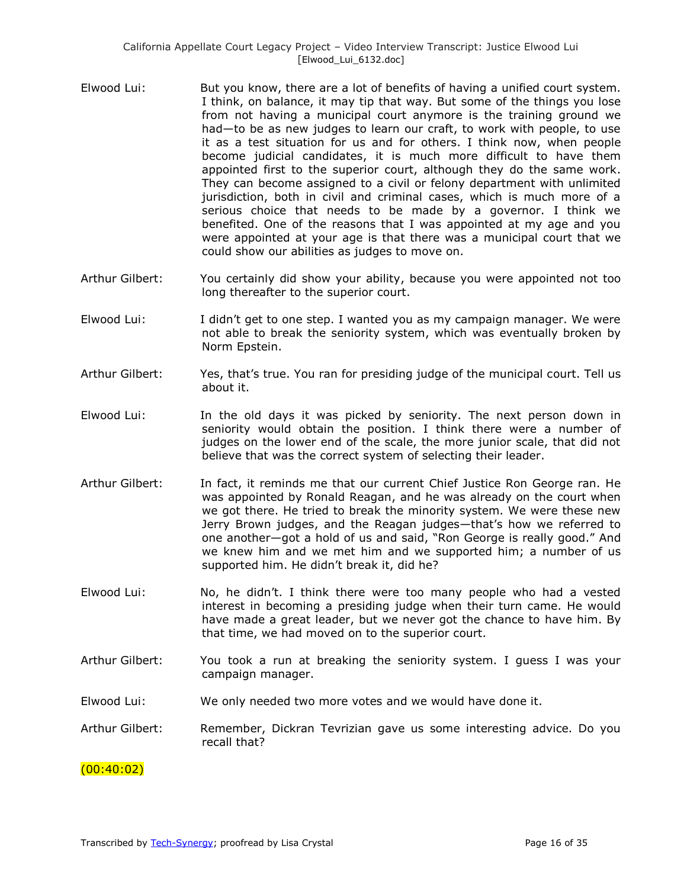Elwood Lui: But you know, there are a lot of benefits of having a unified court system. I think, on balance, it may tip that way. But some of the things you lose from not having a municipal court anymore is the training ground we had—to be as new judges to learn our craft, to work with people, to use it as a test situation for us and for others. I think now, when people become judicial candidates, it is much more difficult to have them appointed first to the superior court, although they do the same work. They can become assigned to a civil or felony department with unlimited jurisdiction, both in civil and criminal cases, which is much more of a serious choice that needs to be made by a governor. I think we benefited. One of the reasons that I was appointed at my age and you were appointed at your age is that there was a municipal court that we could show our abilities as judges to move on.

Arthur Gilbert: You certainly did show your ability, because you were appointed not too long thereafter to the superior court.

Elwood Lui: I didn't get to one step. I wanted you as my campaign manager. We were not able to break the seniority system, which was eventually broken by Norm Epstein.

Arthur Gilbert: Yes, that's true. You ran for presiding judge of the municipal court. Tell us about it.

Elwood Lui: In the old days it was picked by seniority. The next person down in seniority would obtain the position. I think there were a number of judges on the lower end of the scale, the more junior scale, that did not believe that was the correct system of selecting their leader.

Arthur Gilbert: In fact, it reminds me that our current Chief Justice Ron George ran. He was appointed by Ronald Reagan, and he was already on the court when we got there. He tried to break the minority system. We were these new Jerry Brown judges, and the Reagan judges—that's how we referred to one another—got a hold of us and said, "Ron George is really good." And we knew him and we met him and we supported him; a number of us supported him. He didn't break it, did he?

Elwood Lui: No, he didn't. I think there were too many people who had a vested interest in becoming a presiding judge when their turn came. He would have made a great leader, but we never got the chance to have him. By that time, we had moved on to the superior court.

Arthur Gilbert: You took a run at breaking the seniority system. I guess I was your campaign manager.

Elwood Lui: We only needed two more votes and we would have done it.

Arthur Gilbert: Remember, Dickran Tevrizian gave us some interesting advice. Do you recall that?

(00:40:02)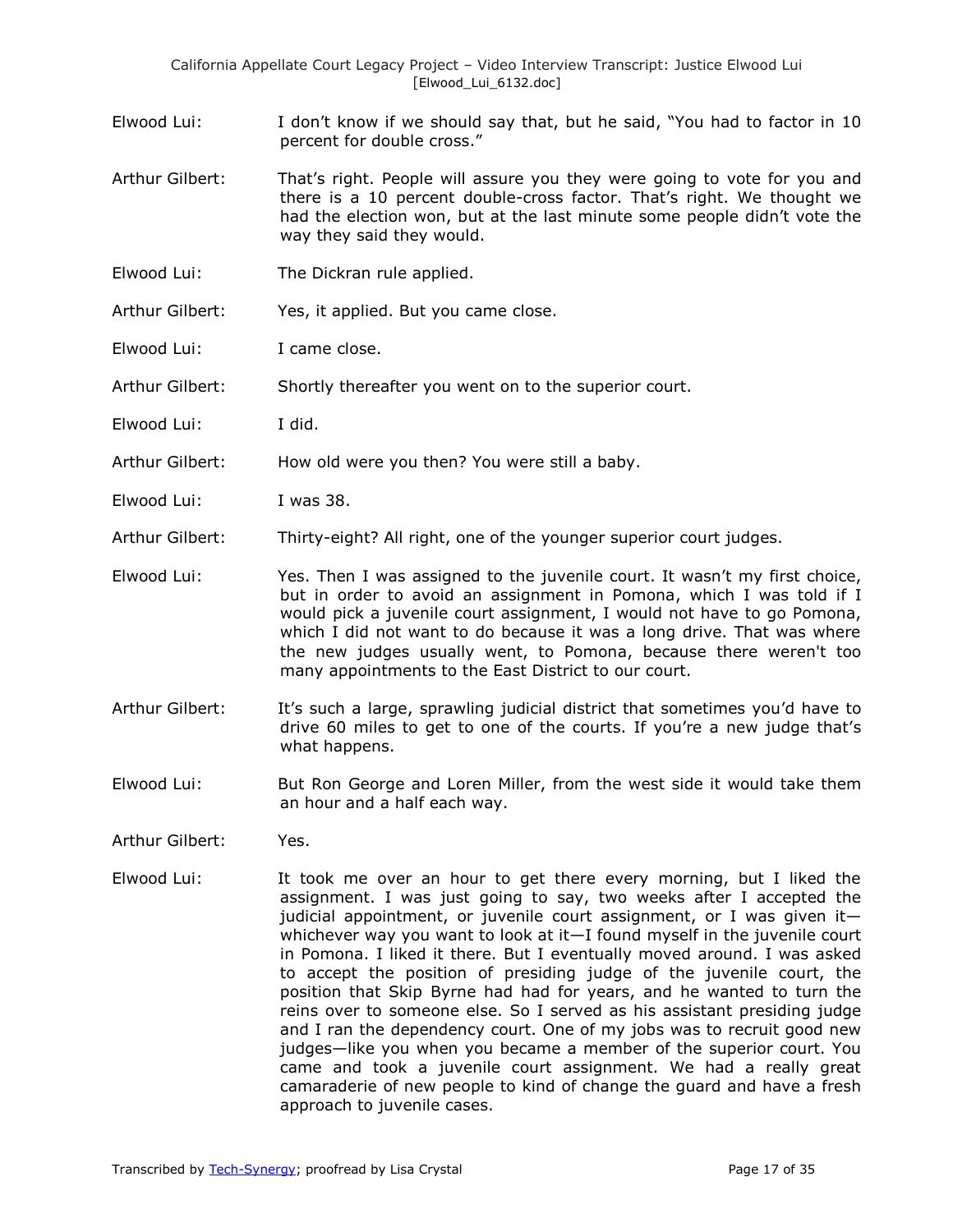Elwood Lui: I don't know if we should say that, but he said, "You had to factor in 10 percent for double cross."

Arthur Gilbert: That's right. People will assure you they were going to vote for you and there is a 10 percent double-cross factor. That's right. We thought we had the election won, but at the last minute some people didn't vote the way they said they would.

Elwood Lui: The Dickran rule applied.

Arthur Gilbert: Yes, it applied. But you came close.

Elwood Lui: I came close.

Arthur Gilbert: Shortly thereafter you went on to the superior court.

Elwood Lui: I did.

Arthur Gilbert: How old were you then? You were still a baby.

Elwood Lui: I was 38.

Arthur Gilbert: Thirty-eight? All right, one of the younger superior court judges.

Elwood Lui: Yes. Then I was assigned to the juvenile court. It wasn't my first choice, but in order to avoid an assignment in Pomona, which I was told if I would pick a juvenile court assignment, I would not have to go Pomona, which I did not want to do because it was a long drive. That was where the new judges usually went, to Pomona, because there weren't too many appointments to the East District to our court.

Arthur Gilbert: It's such a large, sprawling judicial district that sometimes you'd have to drive 60 miles to get to one of the courts. If you're a new judge that's what happens.

Elwood Lui: But Ron George and Loren Miller, from the west side it would take them an hour and a half each way.

Arthur Gilbert: Yes.

Elwood Lui: It took me over an hour to get there every morning, but I liked the assignment. I was just going to say, two weeks after I accepted the judicial appointment, or juvenile court assignment, or I was given it—whichever way you want to look at it—I found myself in the juvenile court in Pomona. I liked it there. But I eventually moved around. I was asked to accept the position of presiding judge of the juvenile court, the position that Skip Byrne had had for years, and he wanted to turn the reins over to someone else. So I served as his assistant presiding judge and I ran the dependency court. One of my jobs was to recruit good new judges—like you when you became a member of the superior court. You came and took a juvenile court assignment. We had a really great camaraderie of new people to kind of change the guard and have a fresh approach to juvenile cases.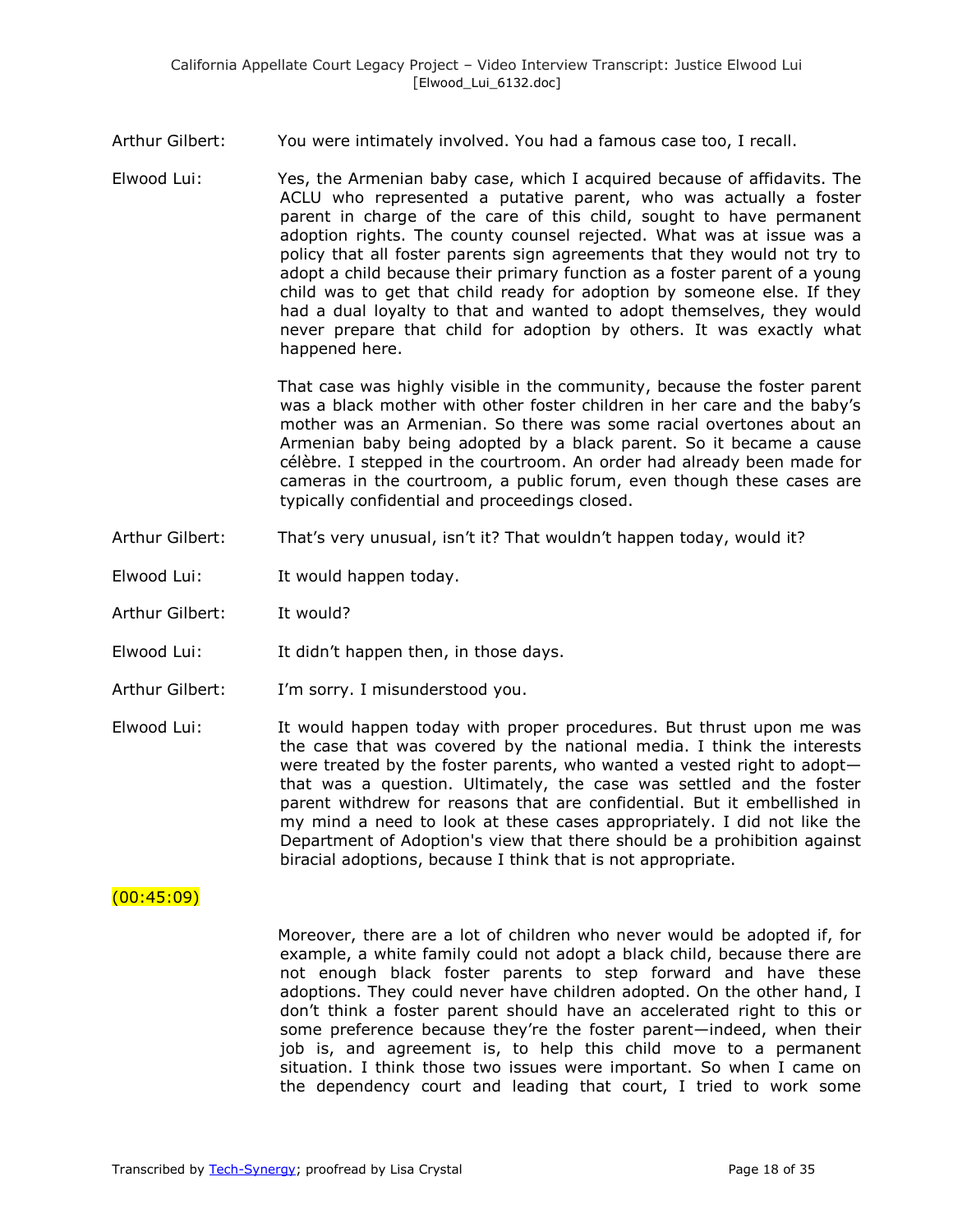Arthur Gilbert: You were intimately involved. You had a famous case too, I recall.

Elwood Lui: Yes, the Armenian baby case, which I acquired because of affidavits. The ACLU who represented a putative parent, who was actually a foster parent in charge of the care of this child, sought to have permanent adoption rights. The county counsel rejected. What was at issue was a policy that all foster parents sign agreements that they would not try to adopt a child because their primary function as a foster parent of a young child was to get that child ready for adoption by someone else. If they had a dual loyalty to that and wanted to adopt themselves, they would never prepare that child for adoption by others. It was exactly what happened here.

That case was highly visible in the community, because the foster parent was a black mother with other foster children in her care and the baby's mother was an Armenian. So there was some racial overtones about an Armenian baby being adopted by a black parent. So it became a cause célèbre. I stepped in the courtroom. An order had already been made for cameras in the courtroom, a public forum, even though these cases are typically confidential and proceedings closed.

Arthur Gilbert: That's very unusual, isn't it? That wouldn't happen today, would it?

Elwood Lui: It would happen today.

Arthur Gilbert: It would?

Elwood Lui: It didn't happen then, in those days.

Arthur Gilbert: I'm sorry. I misunderstood you.

Elwood Lui: It would happen today with proper procedures. But thrust upon me was the case that was covered by the national media. I think the interests were treated by the foster parents, who wanted a vested right to adopt—that was a question. Ultimately, the case was settled and the foster parent withdrew for reasons that are confidential. But it embellished in my mind a need to look at these cases appropriately. I did not like the Department of Adoption's view that there should be a prohibition against biracial adoptions, because I think that is not appropriate.

(00:45:09)

Moreover, there are a lot of children who never would be adopted if, for example, a white family could not adopt a black child, because there are not enough black foster parents to step forward and have these adoptions. They could never have children adopted. On the other hand, I don't think a foster parent should have an accelerated right to this or some preference because they're the foster parent—indeed, when their job is, and agreement is, to help this child move to a permanent situation. I think those two issues were important. So when I came on the dependency court and leading that court, I tried to work some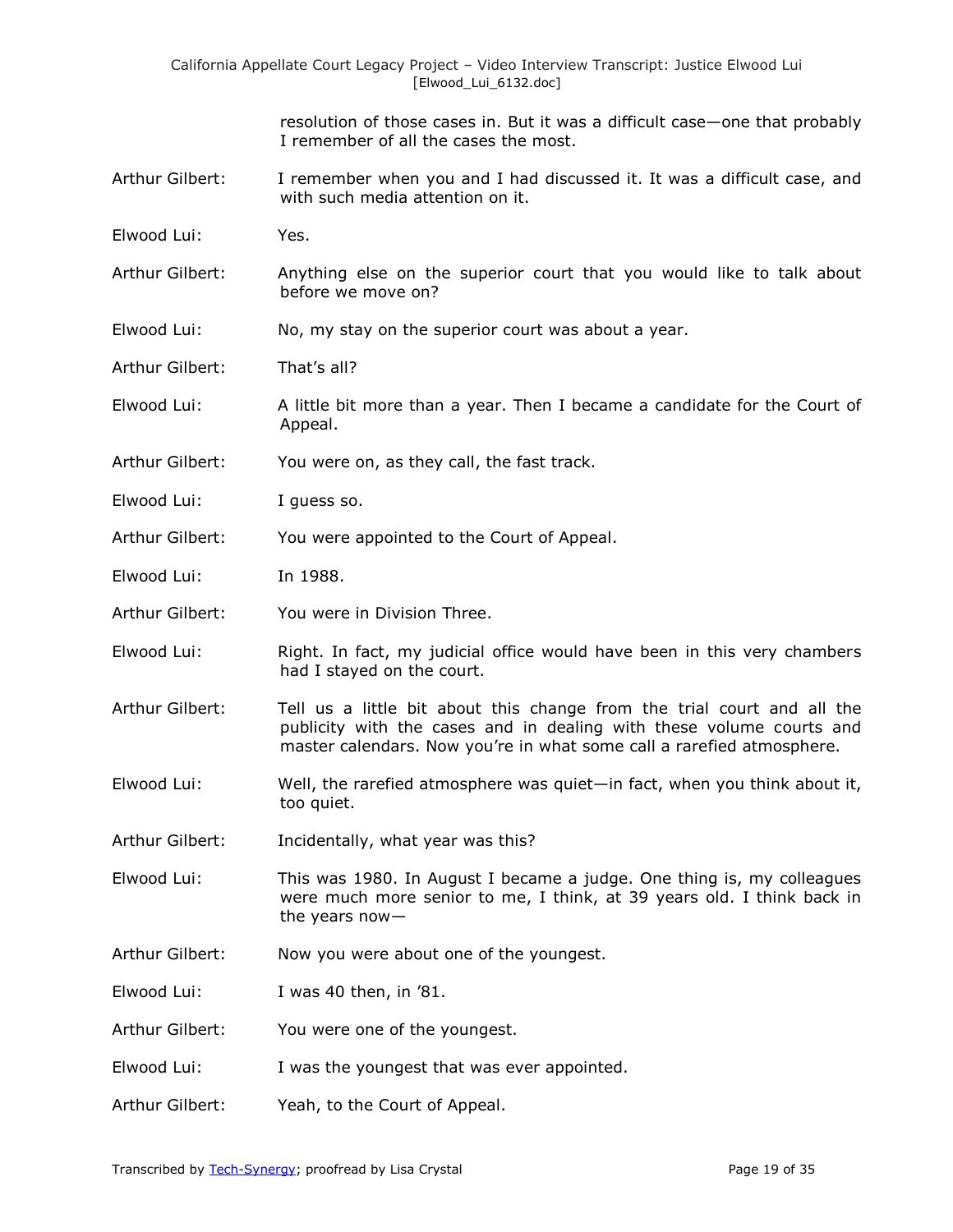resolution of those cases in. But it was a difficult case—one that probably I remember of all the cases the most.

Arthur Gilbert: I remember when you and I had discussed it. It was a difficult case, and with such media attention on it.

Elwood Lui: Yes.

Arthur Gilbert: Anything else on the superior court that you would like to talk about before we move on?

Elwood Lui: No, my stay on the superior court was about a year.

Arthur Gilbert: That's all?

Elwood Lui: A little bit more than a year. Then I became a candidate for the Court of Appeal.

Arthur Gilbert: You were on, as they call, the fast track.

Elwood Lui: I guess so.

Arthur Gilbert: You were appointed to the Court of Appeal.

Elwood Lui: In 1988.

Arthur Gilbert: You were in Division Three.

Elwood Lui: Right. In fact, my judicial office would have been in this very chambers had I stayed on the court.

Arthur Gilbert: Tell us a little bit about this change from the trial court and all the publicity with the cases and in dealing with these volume courts and master calendars. Now you're in what some call a rarefied atmosphere.

Elwood Lui: Well, the rarefied atmosphere was quiet—in fact, when you think about it, too quiet.

Arthur Gilbert: Incidentally, what year was this?

Elwood Lui: This was 1980. In August I became a judge. One thing is, my colleagues were much more senior to me, I think, at 39 years old. I think back in the years now—

Arthur Gilbert: Now you were about one of the youngest.

Elwood Lui: I was 40 then, in '81.

Arthur Gilbert: You were one of the youngest.

Elwood Lui: I was the youngest that was ever appointed.

Arthur Gilbert: Yeah, to the Court of Appeal.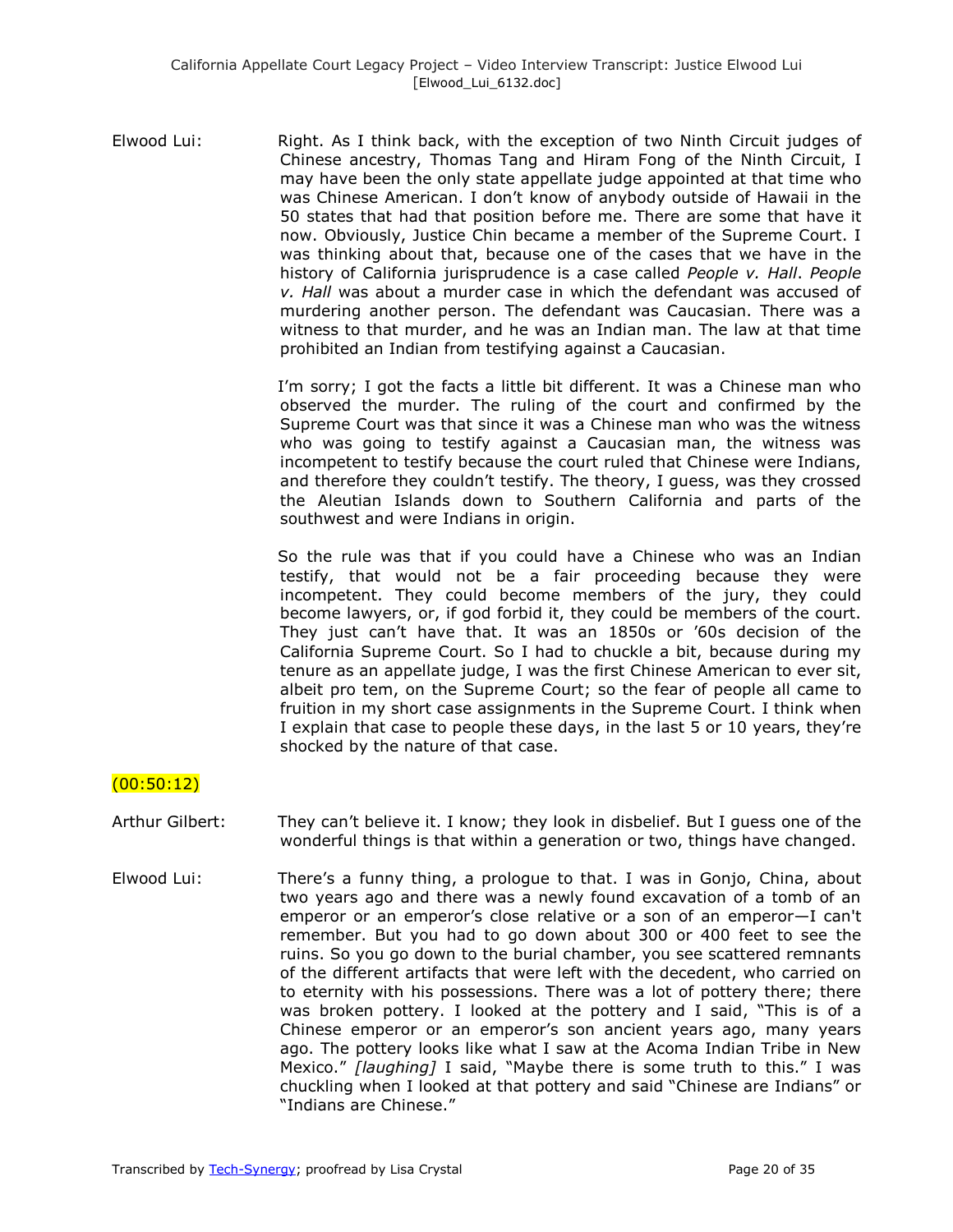Elwood Lui: Right. As I think back, with the exception of two Ninth Circuit judges of Chinese ancestry, Thomas Tang and Hiram Fong of the Ninth Circuit, I may have been the only state appellate judge appointed at that time who was Chinese American. I don't know of anybody outside of Hawaii in the 50 states that had that position before me. There are some that have it now. Obviously, Justice Chin became a member of the Supreme Court. I was thinking about that, because one of the cases that we have in the history of California jurisprudence is a case called *People v. Hall*. *People v. Hall* was about a murder case in which the defendant was accused of murdering another person. The defendant was Caucasian. There was a witness to that murder, and he was an Indian man. The law at that time prohibited an Indian from testifying against a Caucasian.

I'm sorry; I got the facts a little bit different. It was a Chinese man who observed the murder. The ruling of the court and confirmed by the Supreme Court was that since it was a Chinese man who was the witness who was going to testify against a Caucasian man, the witness was incompetent to testify because the court ruled that Chinese were Indians, and therefore they couldn't testify. The theory, I guess, was they crossed the Aleutian Islands down to Southern California and parts of the southwest and were Indians in origin.

So the rule was that if you could have a Chinese who was an Indian testify, that would not be a fair proceeding because they were incompetent. They could become members of the jury, they could become lawyers, or, if god forbid it, they could be members of the court. They just can't have that. It was an 1850s or '60s decision of the California Supreme Court. So I had to chuckle a bit, because during my tenure as an appellate judge, I was the first Chinese American to ever sit, albeit pro tem, on the Supreme Court; so the fear of people all came to fruition in my short case assignments in the Supreme Court. I think when I explain that case to people these days, in the last 5 or 10 years, they're shocked by the nature of that case.

(00:50:12)

Arthur Gilbert: They can't believe it. I know; they look in disbelief. But I guess one of the wonderful things is that within a generation or two, things have changed.

Elwood Lui: There's a funny thing, a prologue to that. I was in Gonjo, China, about two years ago and there was a newly found excavation of a tomb of an emperor or an emperor's close relative or a son of an emperor—I can't remember. But you had to go down about 300 or 400 feet to see the ruins. So you go down to the burial chamber, you see scattered remnants of the different artifacts that were left with the decedent, who carried on to eternity with his possessions. There was a lot of pottery there; there was broken pottery. I looked at the pottery and I said, "This is of a Chinese emperor or an emperor's son ancient years ago, many years ago. The pottery looks like what I saw at the Acoma Indian Tribe in New Mexico." *[laughing]* I said, "Maybe there is some truth to this." I was chuckling when I looked at that pottery and said "Chinese are Indians" or "Indians are Chinese."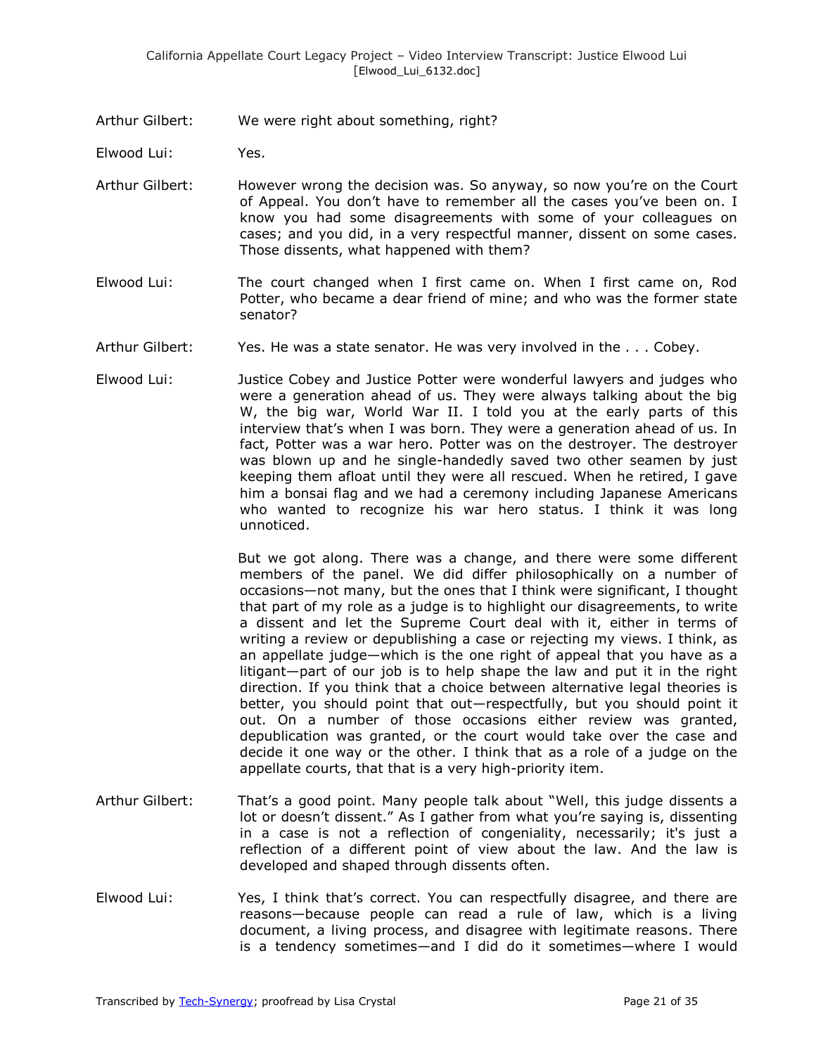Arthur Gilbert: We were right about something, right?

Elwood Lui: Yes.

Arthur Gilbert: However wrong the decision was. So anyway, so now you're on the Court of Appeal. You don't have to remember all the cases you've been on. I know you had some disagreements with some of your colleagues on cases; and you did, in a very respectful manner, dissent on some cases. Those dissents, what happened with them?

Elwood Lui: The court changed when I first came on. When I first came on, Rod Potter, who became a dear friend of mine; and who was the former state senator?

Arthur Gilbert: Yes. He was a state senator. He was very involved in the . . . Cobey.

Elwood Lui: Justice Cobey and Justice Potter were wonderful lawyers and judges who were a generation ahead of us. They were always talking about the big W, the big war, World War II. I told you at the early parts of this interview that's when I was born. They were a generation ahead of us. In fact, Potter was a war hero. Potter was on the destroyer. The destroyer was blown up and he single-handedly saved two other seamen by just keeping them afloat until they were all rescued. When he retired, I gave him a bonsai flag and we had a ceremony including Japanese Americans who wanted to recognize his war hero status. I think it was long unnoticed.

But we got along. There was a change, and there were some different members of the panel. We did differ philosophically on a number of occasions—not many, but the ones that I think were significant, I thought that part of my role as a judge is to highlight our disagreements, to write a dissent and let the Supreme Court deal with it, either in terms of writing a review or depublishing a case or rejecting my views. I think, as an appellate judge—which is the one right of appeal that you have as a litigant—part of our job is to help shape the law and put it in the right direction. If you think that a choice between alternative legal theories is better, you should point that out—respectfully, but you should point it out. On a number of those occasions either review was granted, depublication was granted, or the court would take over the case and decide it one way or the other. I think that as a role of a judge on the appellate courts, that that is a very high-priority item.

Arthur Gilbert: That's a good point. Many people talk about "Well, this judge dissents a lot or doesn't dissent." As I gather from what you're saying is, dissenting in a case is not a reflection of congeniality, necessarily; it's just a reflection of a different point of view about the law. And the law is developed and shaped through dissents often.

Elwood Lui: Yes, I think that's correct. You can respectfully disagree, and there are reasons—because people can read a rule of law, which is a living document, a living process, and disagree with legitimate reasons. There is a tendency sometimes—and I did do it sometimes—where I would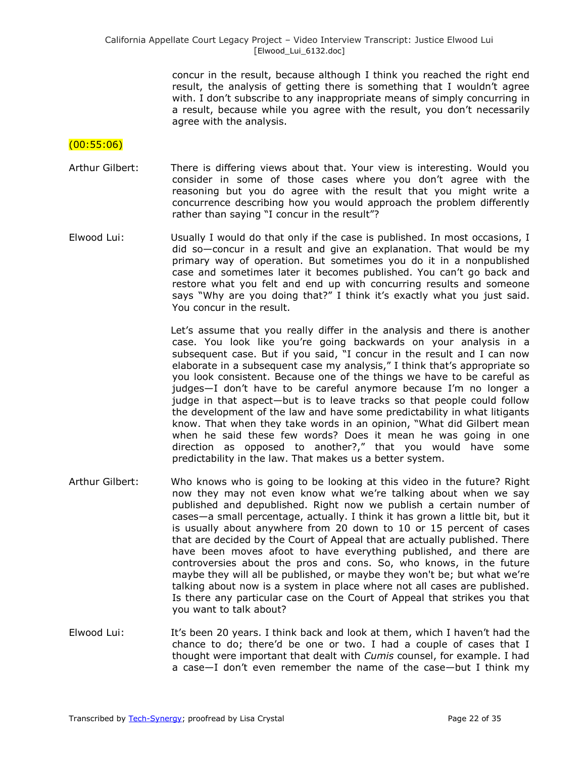concur in the result, because although I think you reached the right end result, the analysis of getting there is something that I wouldn't agree with. I don't subscribe to any inappropriate means of simply concurring in a result, because while you agree with the result, you don't necessarily agree with the analysis.

(00:55:06)

Arthur Gilbert: There is differing views about that. Your view is interesting. Would you consider in some of those cases where you don't agree with the reasoning but you do agree with the result that you might write a concurrence describing how you would approach the problem differently rather than saying "I concur in the result"?

Elwood Lui: Usually I would do that only if the case is published. In most occasions, I did so—concur in a result and give an explanation. That would be my primary way of operation. But sometimes you do it in a nonpublished case and sometimes later it becomes published. You can't go back and restore what you felt and end up with concurring results and someone says "Why are you doing that?" I think it's exactly what you just said. You concur in the result.

Let's assume that you really differ in the analysis and there is another case. You look like you're going backwards on your analysis in a subsequent case. But if you said, "I concur in the result and I can now elaborate in a subsequent case my analysis," I think that's appropriate so you look consistent. Because one of the things we have to be careful as judges—I don't have to be careful anymore because I'm no longer a judge in that aspect—but is to leave tracks so that people could follow the development of the law and have some predictability in what litigants know. That when they take words in an opinion, "What did Gilbert mean when he said these few words? Does it mean he was going in one direction as opposed to another?," that you would have some predictability in the law. That makes us a better system.

Arthur Gilbert: Who knows who is going to be looking at this video in the future? Right now they may not even know what we're talking about when we say published and depublished. Right now we publish a certain number of cases—a small percentage, actually. I think it has grown a little bit, but it is usually about anywhere from 20 down to 10 or 15 percent of cases that are decided by the Court of Appeal that are actually published. There have been moves afoot to have everything published, and there are controversies about the pros and cons. So, who knows, in the future maybe they will all be published, or maybe they won't be; but what we're talking about now is a system in place where not all cases are published. Is there any particular case on the Court of Appeal that strikes you that you want to talk about?

Elwood Lui: It's been 20 years. I think back and look at them, which I haven't had the chance to do; there'd be one or two. I had a couple of cases that I thought were important that dealt with *Cumis* counsel, for example. I had a case—I don't even remember the name of the case—but I think my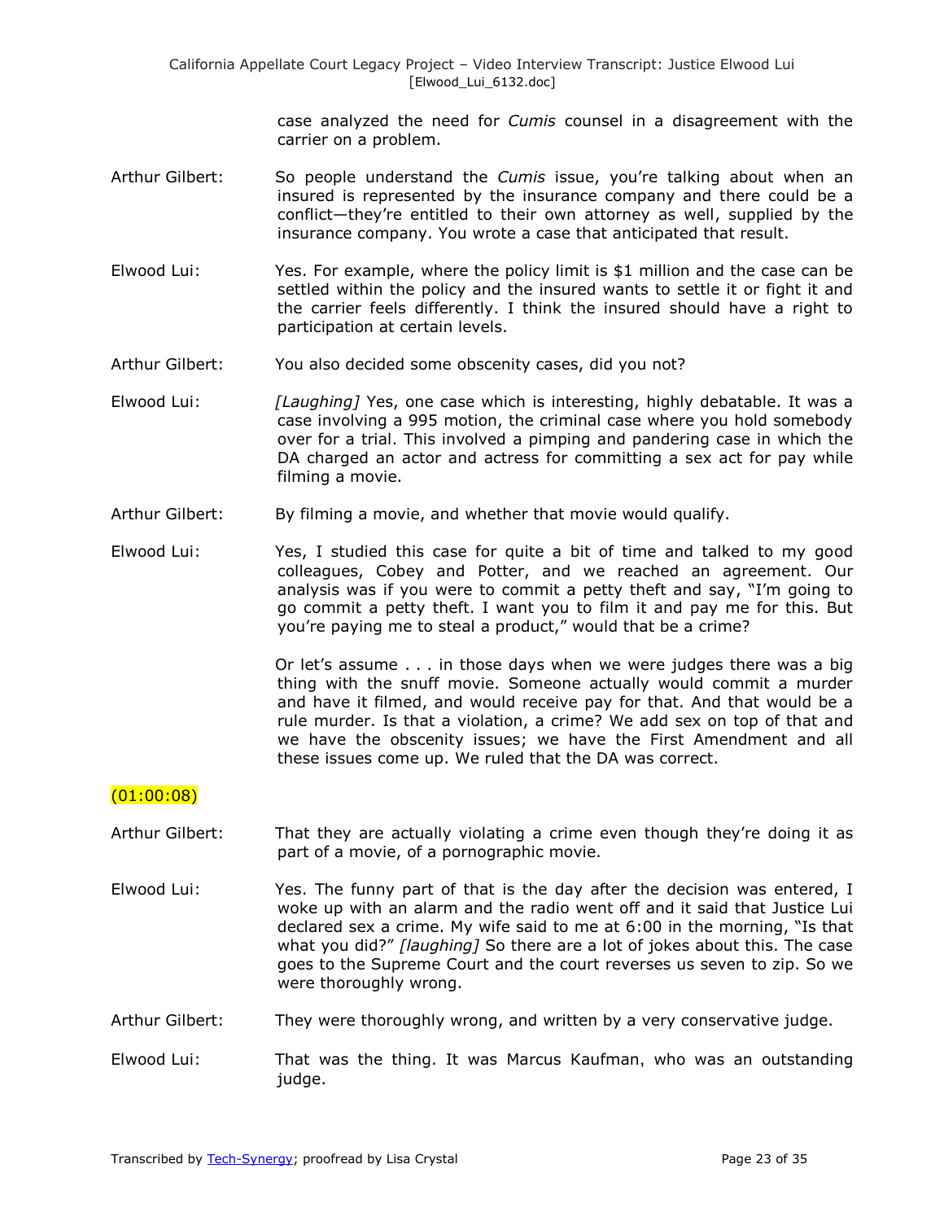case analyzed the need for *Cumis* counsel in a disagreement with the carrier on a problem.

Arthur Gilbert: So people understand the *Cumis* issue, you're talking about when an insured is represented by the insurance company and there could be a conflict—they're entitled to their own attorney as well, supplied by the insurance company. You wrote a case that anticipated that result.

Elwood Lui: Yes. For example, where the policy limit is $1 million and the case can be settled within the policy and the insured wants to settle it or fight it and the carrier feels differently. I think the insured should have a right to participation at certain levels.

Arthur Gilbert: You also decided some obscenity cases, did you not?

Elwood Lui: *[Laughing]* Yes, one case which is interesting, highly debatable. It was a case involving a 995 motion, the criminal case where you hold somebody over for a trial. This involved a pimping and pandering case in which the DA charged an actor and actress for committing a sex act for pay while filming a movie.

Arthur Gilbert: By filming a movie, and whether that movie would qualify.

Elwood Lui: Yes, I studied this case for quite a bit of time and talked to my good colleagues, Cobey and Potter, and we reached an agreement. Our analysis was if you were to commit a petty theft and say, "I'm going to go commit a petty theft. I want you to film it and pay me for this. But you're paying me to steal a product," would that be a crime?

Or let's assume . . . in those days when we were judges there was a big thing with the snuff movie. Someone actually would commit a murder and have it filmed, and would receive pay for that. And that would be a rule murder. Is that a violation, a crime? We add sex on top of that and we have the obscenity issues; we have the First Amendment and all these issues come up. We ruled that the DA was correct.

(01:00:08)

Arthur Gilbert: That they are actually violating a crime even though they're doing it as part of a movie, of a pornographic movie.

Elwood Lui: Yes. The funny part of that is the day after the decision was entered, I woke up with an alarm and the radio went off and it said that Justice Lui declared sex a crime. My wife said to me at 6:00 in the morning, "Is that what you did?" *[laughing]* So there are a lot of jokes about this. The case goes to the Supreme Court and the court reverses us seven to zip. So we were thoroughly wrong.

Arthur Gilbert: They were thoroughly wrong, and written by a very conservative judge.

Elwood Lui: That was the thing. It was Marcus Kaufman, who was an outstanding judge.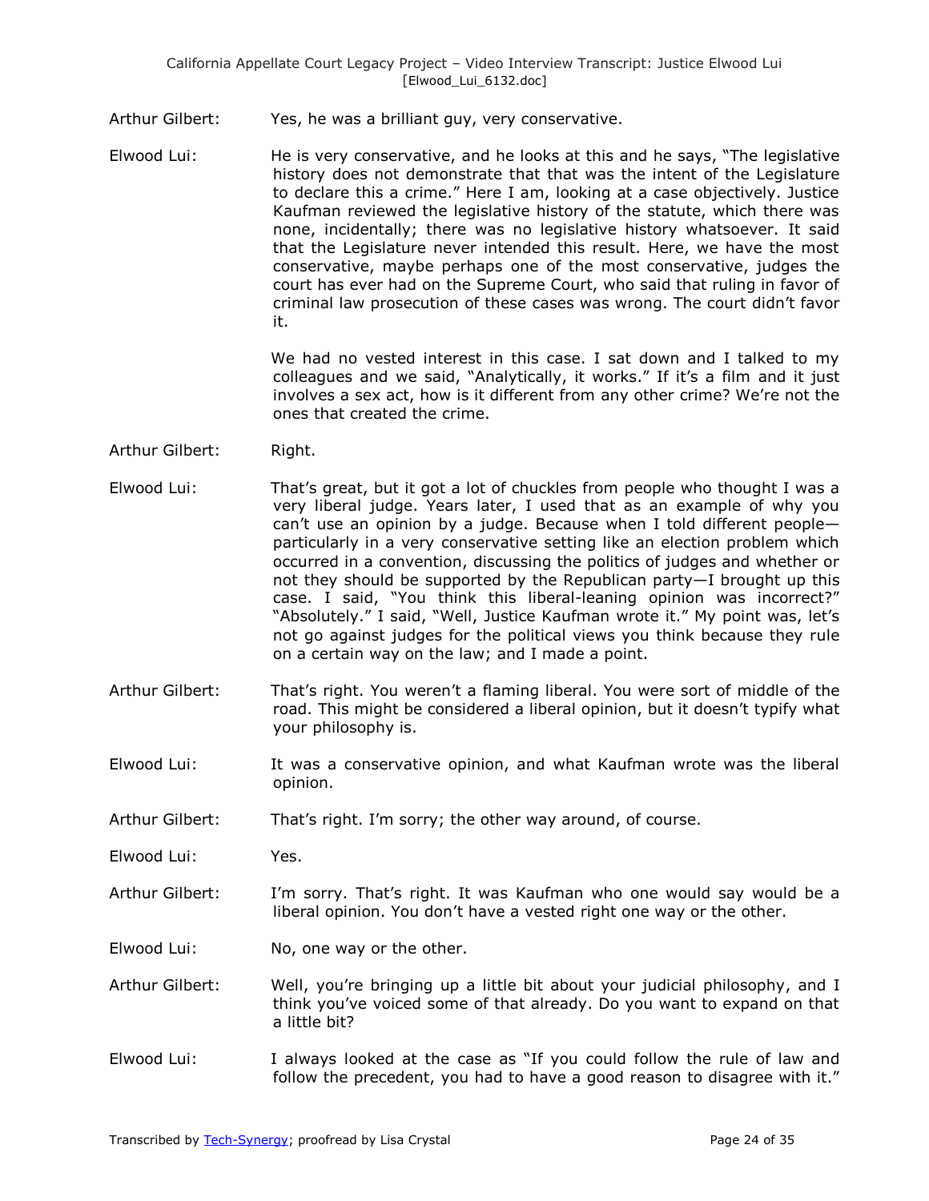Arthur Gilbert: Yes, he was a brilliant guy, very conservative.

Elwood Lui: He is very conservative, and he looks at this and he says, "The legislative history does not demonstrate that that was the intent of the Legislature to declare this a crime." Here I am, looking at a case objectively. Justice Kaufman reviewed the legislative history of the statute, which there was none, incidentally; there was no legislative history whatsoever. It said that the Legislature never intended this result. Here, we have the most conservative, maybe perhaps one of the most conservative, judges the court has ever had on the Supreme Court, who said that ruling in favor of criminal law prosecution of these cases was wrong. The court didn't favor it.

We had no vested interest in this case. I sat down and I talked to my colleagues and we said, "Analytically, it works." If it's a film and it just involves a sex act, how is it different from any other crime? We're not the ones that created the crime.

Arthur Gilbert: Right.

Elwood Lui: That's great, but it got a lot of chuckles from people who thought I was a very liberal judge. Years later, I used that as an example of why you can't use an opinion by a judge. Because when I told different people—particularly in a very conservative setting like an election problem which occurred in a convention, discussing the politics of judges and whether or not they should be supported by the Republican party—I brought up this case. I said, "You think this liberal-leaning opinion was incorrect?" "Absolutely." I said, "Well, Justice Kaufman wrote it." My point was, let's not go against judges for the political views you think because they rule on a certain way on the law; and I made a point.

Arthur Gilbert: That's right. You weren't a flaming liberal. You were sort of middle of the road. This might be considered a liberal opinion, but it doesn't typify what your philosophy is.

Elwood Lui: It was a conservative opinion, and what Kaufman wrote was the liberal opinion.

Arthur Gilbert: That's right. I'm sorry; the other way around, of course.

Elwood Lui: Yes.

Arthur Gilbert: I'm sorry. That's right. It was Kaufman who one would say would be a liberal opinion. You don't have a vested right one way or the other.

Elwood Lui: No, one way or the other.

Arthur Gilbert: Well, you're bringing up a little bit about your judicial philosophy, and I think you've voiced some of that already. Do you want to expand on that a little bit?

Elwood Lui: I always looked at the case as "If you could follow the rule of law and follow the precedent, you had to have a good reason to disagree with it."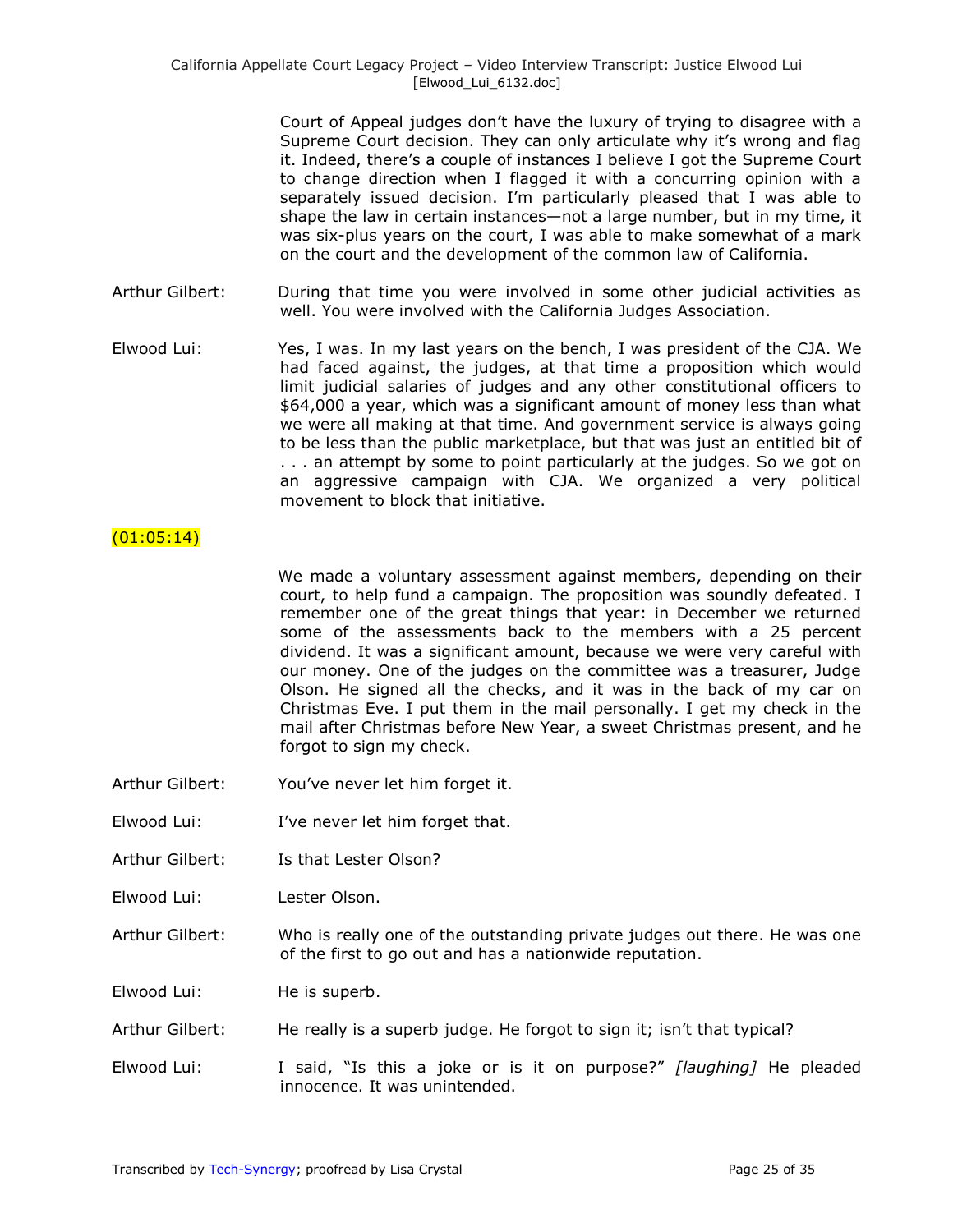Court of Appeal judges don't have the luxury of trying to disagree with a Supreme Court decision. They can only articulate why it's wrong and flag it. Indeed, there's a couple of instances I believe I got the Supreme Court to change direction when I flagged it with a concurring opinion with a separately issued decision. I'm particularly pleased that I was able to shape the law in certain instances—not a large number, but in my time, it was six-plus years on the court, I was able to make somewhat of a mark on the court and the development of the common law of California.

Arthur Gilbert: During that time you were involved in some other judicial activities as well. You were involved with the California Judges Association.

Elwood Lui: Yes, I was. In my last years on the bench, I was president of the CJA. We had faced against, the judges, at that time a proposition which would limit judicial salaries of judges and any other constitutional officers to $64,000 a year, which was a significant amount of money less than what we were all making at that time. And government service is always going to be less than the public marketplace, but that was just an entitled bit of . . . an attempt by some to point particularly at the judges. So we got on an aggressive campaign with CJA. We organized a very political movement to block that initiative.

(01:05:14)

We made a voluntary assessment against members, depending on their court, to help fund a campaign. The proposition was soundly defeated. I remember one of the great things that year: in December we returned some of the assessments back to the members with a 25 percent dividend. It was a significant amount, because we were very careful with our money. One of the judges on the committee was a treasurer, Judge Olson. He signed all the checks, and it was in the back of my car on Christmas Eve. I put them in the mail personally. I get my check in the mail after Christmas before New Year, a sweet Christmas present, and he forgot to sign my check.

Arthur Gilbert: You've never let him forget it.

Elwood Lui: I've never let him forget that.

Arthur Gilbert: Is that Lester Olson?

Elwood Lui: Lester Olson.

Arthur Gilbert: Who is really one of the outstanding private judges out there. He was one of the first to go out and has a nationwide reputation.

Elwood Lui: He is superb.

Arthur Gilbert: He really is a superb judge. He forgot to sign it; isn't that typical?

Elwood Lui: I said, "Is this a joke or is it on purpose?" *[laughing]* He pleaded innocence. It was unintended.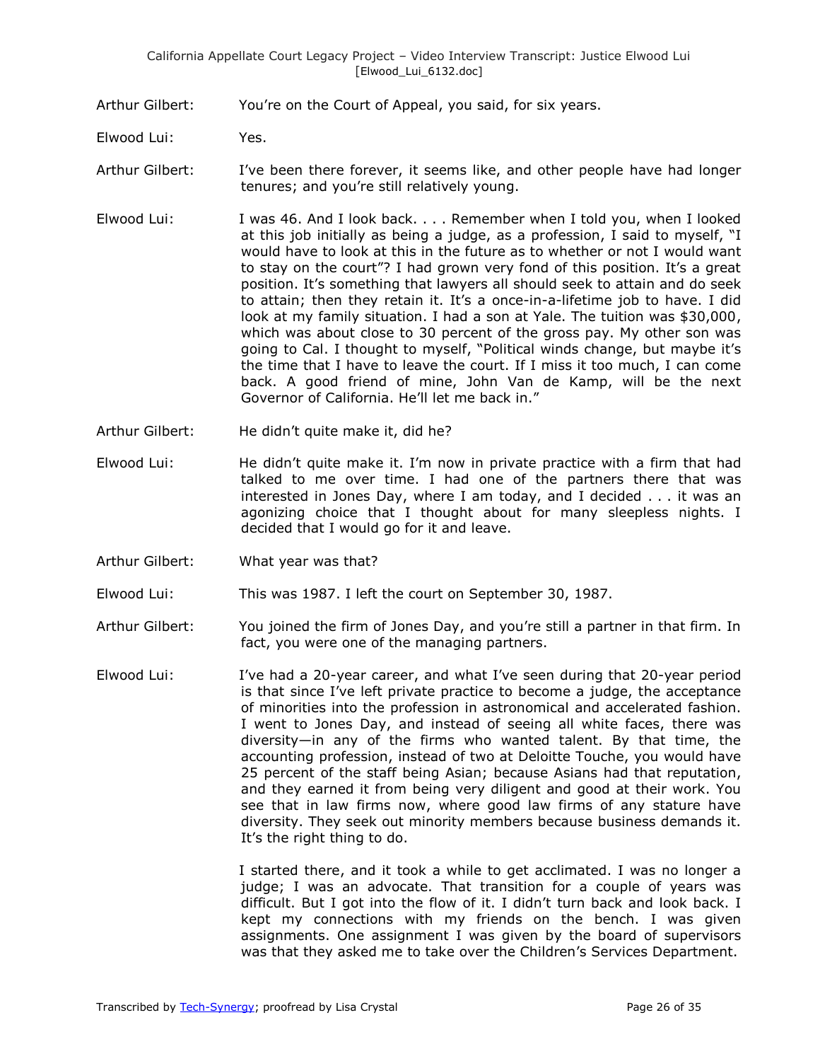Arthur Gilbert: You're on the Court of Appeal, you said, for six years.

Elwood Lui: Yes.

Arthur Gilbert: I've been there forever, it seems like, and other people have had longer tenures; and you're still relatively young.

Elwood Lui: I was 46. And I look back. . . . Remember when I told you, when I looked at this job initially as being a judge, as a profession, I said to myself, "I would have to look at this in the future as to whether or not I would want to stay on the court"? I had grown very fond of this position. It's a great position. It's something that lawyers all should seek to attain and do seek to attain; then they retain it. It's a once-in-a-lifetime job to have. I did look at my family situation. I had a son at Yale. The tuition was $30,000, which was about close to 30 percent of the gross pay. My other son was going to Cal. I thought to myself, "Political winds change, but maybe it's the time that I have to leave the court. If I miss it too much, I can come back. A good friend of mine, John Van de Kamp, will be the next Governor of California. He'll let me back in."

Arthur Gilbert: He didn't quite make it, did he?

Elwood Lui: He didn't quite make it. I'm now in private practice with a firm that had talked to me over time. I had one of the partners there that was interested in Jones Day, where I am today, and I decided . . . it was an agonizing choice that I thought about for many sleepless nights. I decided that I would go for it and leave.

Arthur Gilbert: What year was that?

Elwood Lui: This was 1987. I left the court on September 30, 1987.

Arthur Gilbert: You joined the firm of Jones Day, and you're still a partner in that firm. In fact, you were one of the managing partners.

Elwood Lui: I've had a 20-year career, and what I've seen during that 20-year period is that since I've left private practice to become a judge, the acceptance of minorities into the profession in astronomical and accelerated fashion. I went to Jones Day, and instead of seeing all white faces, there was diversity—in any of the firms who wanted talent. By that time, the accounting profession, instead of two at Deloitte Touche, you would have 25 percent of the staff being Asian; because Asians had that reputation, and they earned it from being very diligent and good at their work. You see that in law firms now, where good law firms of any stature have diversity. They seek out minority members because business demands it. It's the right thing to do.

I started there, and it took a while to get acclimated. I was no longer a judge; I was an advocate. That transition for a couple of years was difficult. But I got into the flow of it. I didn't turn back and look back. I kept my connections with my friends on the bench. I was given assignments. One assignment I was given by the board of supervisors was that they asked me to take over the Children's Services Department.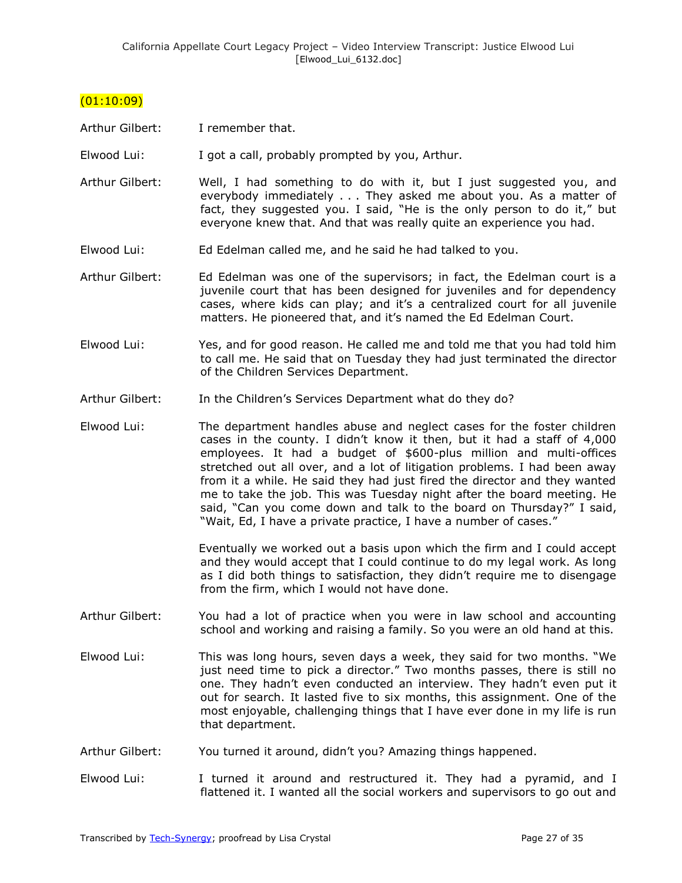(01:10:09)

Arthur Gilbert: I remember that.

Elwood Lui: I got a call, probably prompted by you, Arthur.

Arthur Gilbert: Well, I had something to do with it, but I just suggested you, and everybody immediately . . . They asked me about you. As a matter of fact, they suggested you. I said, "He is the only person to do it," but everyone knew that. And that was really quite an experience you had.

Elwood Lui: Ed Edelman called me, and he said he had talked to you.

Arthur Gilbert: Ed Edelman was one of the supervisors; in fact, the Edelman court is a juvenile court that has been designed for juveniles and for dependency cases, where kids can play; and it's a centralized court for all juvenile matters. He pioneered that, and it's named the Ed Edelman Court.

Elwood Lui: Yes, and for good reason. He called me and told me that you had told him to call me. He said that on Tuesday they had just terminated the director of the Children Services Department.

Arthur Gilbert: In the Children's Services Department what do they do?

Elwood Lui: The department handles abuse and neglect cases for the foster children cases in the county. I didn't know it then, but it had a staff of 4,000 employees. It had a budget of $600-plus million and multi-offices stretched out all over, and a lot of litigation problems. I had been away from it a while. He said they had just fired the director and they wanted me to take the job. This was Tuesday night after the board meeting. He said, "Can you come down and talk to the board on Thursday?" I said, "Wait, Ed, I have a private practice, I have a number of cases."

Eventually we worked out a basis upon which the firm and I could accept and they would accept that I could continue to do my legal work. As long as I did both things to satisfaction, they didn't require me to disengage from the firm, which I would not have done.

Arthur Gilbert: You had a lot of practice when you were in law school and accounting school and working and raising a family. So you were an old hand at this.

Elwood Lui: This was long hours, seven days a week, they said for two months. "We just need time to pick a director." Two months passes, there is still no one. They hadn't even conducted an interview. They hadn't even put it out for search. It lasted five to six months, this assignment. One of the most enjoyable, challenging things that I have ever done in my life is run that department.

Arthur Gilbert: You turned it around, didn't you? Amazing things happened.

Elwood Lui: I turned it around and restructured it. They had a pyramid, and I flattened it. I wanted all the social workers and supervisors to go out and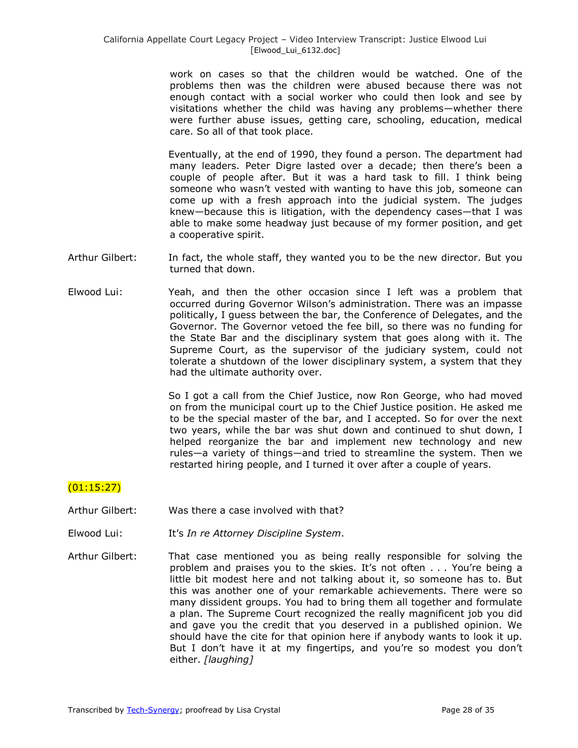work on cases so that the children would be watched. One of the problems then was the children were abused because there was not enough contact with a social worker who could then look and see by visitations whether the child was having any problems—whether there were further abuse issues, getting care, schooling, education, medical care. So all of that took place.

Eventually, at the end of 1990, they found a person. The department had many leaders. Peter Digre lasted over a decade; then there's been a couple of people after. But it was a hard task to fill. I think being someone who wasn't vested with wanting to have this job, someone can come up with a fresh approach into the judicial system. The judges knew—because this is litigation, with the dependency cases—that I was able to make some headway just because of my former position, and get a cooperative spirit.

Arthur Gilbert: In fact, the whole staff, they wanted you to be the new director. But you turned that down.

Elwood Lui: Yeah, and then the other occasion since I left was a problem that occurred during Governor Wilson's administration. There was an impasse politically, I guess between the bar, the Conference of Delegates, and the Governor. The Governor vetoed the fee bill, so there was no funding for the State Bar and the disciplinary system that goes along with it. The Supreme Court, as the supervisor of the judiciary system, could not tolerate a shutdown of the lower disciplinary system, a system that they had the ultimate authority over.

So I got a call from the Chief Justice, now Ron George, who had moved on from the municipal court up to the Chief Justice position. He asked me to be the special master of the bar, and I accepted. So for over the next two years, while the bar was shut down and continued to shut down, I helped reorganize the bar and implement new technology and new rules—a variety of things—and tried to streamline the system. Then we restarted hiring people, and I turned it over after a couple of years.

(01:15:27)

Arthur Gilbert: Was there a case involved with that?

Elwood Lui: It's *In re Attorney Discipline System*.

Arthur Gilbert: That case mentioned you as being really responsible for solving the problem and praises you to the skies. It's not often . . . You're being a little bit modest here and not talking about it, so someone has to. But this was another one of your remarkable achievements. There were so many dissident groups. You had to bring them all together and formulate a plan. The Supreme Court recognized the really magnificent job you did and gave you the credit that you deserved in a published opinion. We should have the cite for that opinion here if anybody wants to look it up. But I don't have it at my fingertips, and you're so modest you don't either. *[laughing]*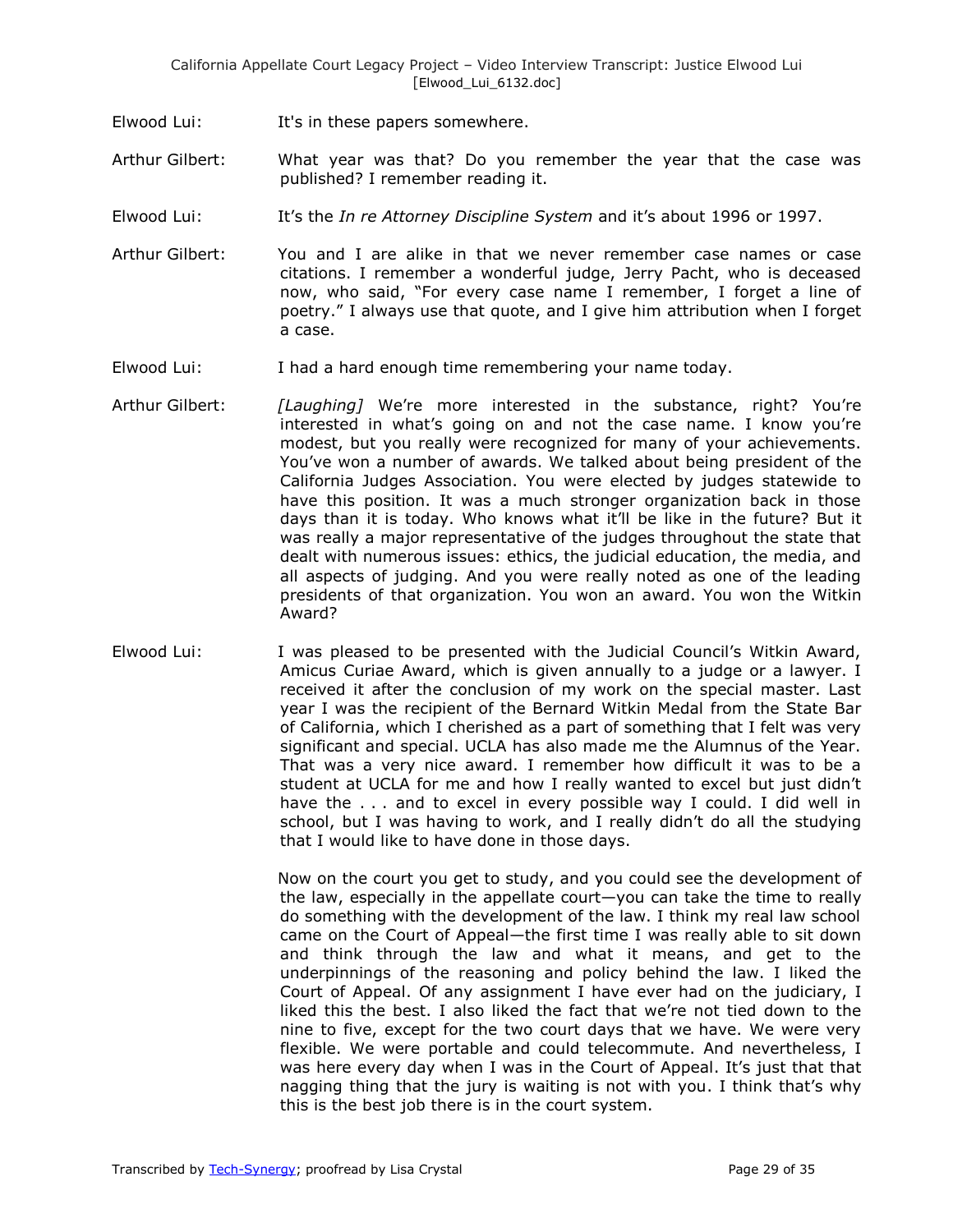Elwood Lui: It's in these papers somewhere.

Arthur Gilbert: What year was that? Do you remember the year that the case was published? I remember reading it.

Elwood Lui: It's the *In re Attorney Discipline System* and it's about 1996 or 1997.

Arthur Gilbert: You and I are alike in that we never remember case names or case citations. I remember a wonderful judge, Jerry Pacht, who is deceased now, who said, "For every case name I remember, I forget a line of poetry." I always use that quote, and I give him attribution when I forget a case.

Elwood Lui: I had a hard enough time remembering your name today.

Arthur Gilbert: *[Laughing]* We're more interested in the substance, right? You're interested in what's going on and not the case name. I know you're modest, but you really were recognized for many of your achievements. You've won a number of awards. We talked about being president of the California Judges Association. You were elected by judges statewide to have this position. It was a much stronger organization back in those days than it is today. Who knows what it'll be like in the future? But it was really a major representative of the judges throughout the state that dealt with numerous issues: ethics, the judicial education, the media, and all aspects of judging. And you were really noted as one of the leading presidents of that organization. You won an award. You won the Witkin Award?

Elwood Lui: I was pleased to be presented with the Judicial Council's Witkin Award, Amicus Curiae Award, which is given annually to a judge or a lawyer. I received it after the conclusion of my work on the special master. Last year I was the recipient of the Bernard Witkin Medal from the State Bar of California, which I cherished as a part of something that I felt was very significant and special. UCLA has also made me the Alumnus of the Year. That was a very nice award. I remember how difficult it was to be a student at UCLA for me and how I really wanted to excel but just didn't have the . . . and to excel in every possible way I could. I did well in school, but I was having to work, and I really didn't do all the studying that I would like to have done in those days.

Now on the court you get to study, and you could see the development of the law, especially in the appellate court—you can take the time to really do something with the development of the law. I think my real law school came on the Court of Appeal—the first time I was really able to sit down and think through the law and what it means, and get to the underpinnings of the reasoning and policy behind the law. I liked the Court of Appeal. Of any assignment I have ever had on the judiciary, I liked this the best. I also liked the fact that we're not tied down to the nine to five, except for the two court days that we have. We were very flexible. We were portable and could telecommute. And nevertheless, I was here every day when I was in the Court of Appeal. It's just that that nagging thing that the jury is waiting is not with you. I think that's why this is the best job there is in the court system.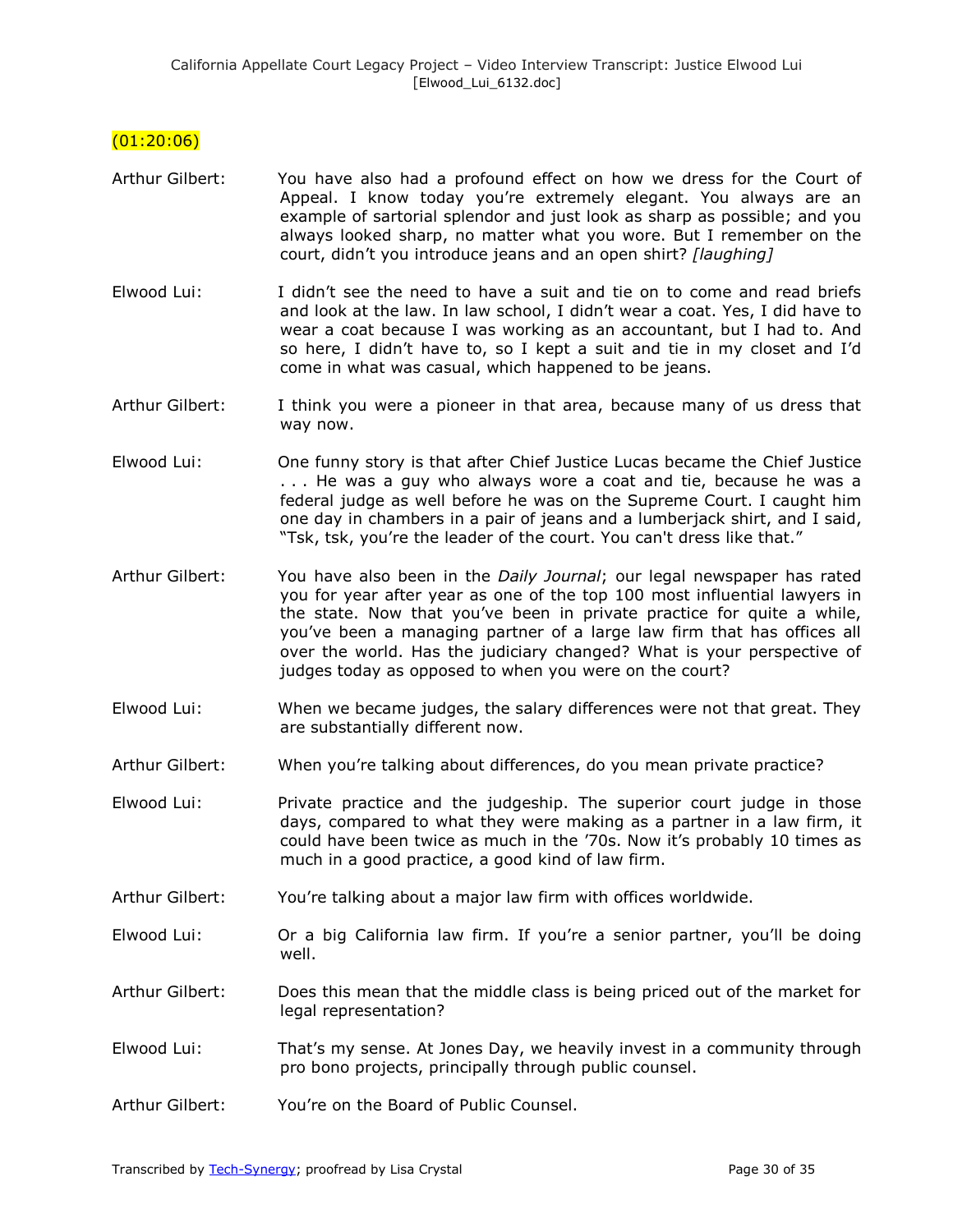(01:20:06)

Arthur Gilbert: You have also had a profound effect on how we dress for the Court of Appeal. I know today you're extremely elegant. You always are an example of sartorial splendor and just look as sharp as possible; and you always looked sharp, no matter what you wore. But I remember on the court, didn't you introduce jeans and an open shirt? *[laughing]*

Elwood Lui: I didn't see the need to have a suit and tie on to come and read briefs and look at the law. In law school, I didn't wear a coat. Yes, I did have to wear a coat because I was working as an accountant, but I had to. And so here, I didn't have to, so I kept a suit and tie in my closet and I'd come in what was casual, which happened to be jeans.

Arthur Gilbert: I think you were a pioneer in that area, because many of us dress that way now.

Elwood Lui: One funny story is that after Chief Justice Lucas became the Chief Justice . . . He was a guy who always wore a coat and tie, because he was a federal judge as well before he was on the Supreme Court. I caught him one day in chambers in a pair of jeans and a lumberjack shirt, and I said, "Tsk, tsk, you're the leader of the court. You can't dress like that."

Arthur Gilbert: You have also been in the *Daily Journal*; our legal newspaper has rated you for year after year as one of the top 100 most influential lawyers in the state. Now that you've been in private practice for quite a while, you've been a managing partner of a large law firm that has offices all over the world. Has the judiciary changed? What is your perspective of judges today as opposed to when you were on the court?

Elwood Lui: When we became judges, the salary differences were not that great. They are substantially different now.

Arthur Gilbert: When you're talking about differences, do you mean private practice?

Elwood Lui: Private practice and the judgeship. The superior court judge in those days, compared to what they were making as a partner in a law firm, it could have been twice as much in the '70s. Now it's probably 10 times as much in a good practice, a good kind of law firm.

Arthur Gilbert: You're talking about a major law firm with offices worldwide.

Elwood Lui: Or a big California law firm. If you're a senior partner, you'll be doing well.

Arthur Gilbert: Does this mean that the middle class is being priced out of the market for legal representation?

Elwood Lui: That's my sense. At Jones Day, we heavily invest in a community through pro bono projects, principally through public counsel.

Arthur Gilbert: You're on the Board of Public Counsel.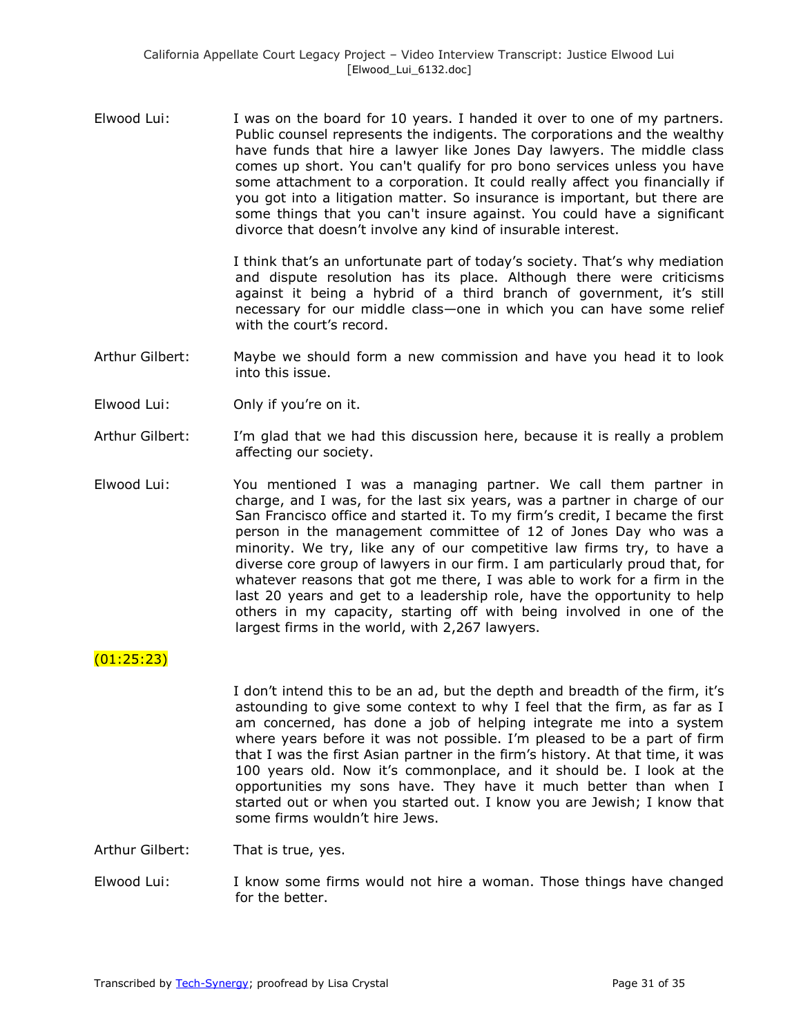Elwood Lui: I was on the board for 10 years. I handed it over to one of my partners. Public counsel represents the indigents. The corporations and the wealthy have funds that hire a lawyer like Jones Day lawyers. The middle class comes up short. You can't qualify for pro bono services unless you have some attachment to a corporation. It could really affect you financially if you got into a litigation matter. So insurance is important, but there are some things that you can't insure against. You could have a significant divorce that doesn't involve any kind of insurable interest.

I think that's an unfortunate part of today's society. That's why mediation and dispute resolution has its place. Although there were criticisms against it being a hybrid of a third branch of government, it's still necessary for our middle class—one in which you can have some relief with the court's record.

Arthur Gilbert: Maybe we should form a new commission and have you head it to look into this issue.

Elwood Lui: Only if you're on it.

Arthur Gilbert: I'm glad that we had this discussion here, because it is really a problem affecting our society.

Elwood Lui: You mentioned I was a managing partner. We call them partner in charge, and I was, for the last six years, was a partner in charge of our San Francisco office and started it. To my firm's credit, I became the first person in the management committee of 12 of Jones Day who was a minority. We try, like any of our competitive law firms try, to have a diverse core group of lawyers in our firm. I am particularly proud that, for whatever reasons that got me there, I was able to work for a firm in the last 20 years and get to a leadership role, have the opportunity to help others in my capacity, starting off with being involved in one of the largest firms in the world, with 2,267 lawyers.

(01:25:23)

I don't intend this to be an ad, but the depth and breadth of the firm, it's astounding to give some context to why I feel that the firm, as far as I am concerned, has done a job of helping integrate me into a system where years before it was not possible. I'm pleased to be a part of firm that I was the first Asian partner in the firm's history. At that time, it was 100 years old. Now it's commonplace, and it should be. I look at the opportunities my sons have. They have it much better than when I started out or when you started out. I know you are Jewish; I know that some firms wouldn't hire Jews.

Arthur Gilbert: That is true, yes.

Elwood Lui: I know some firms would not hire a woman. Those things have changed for the better.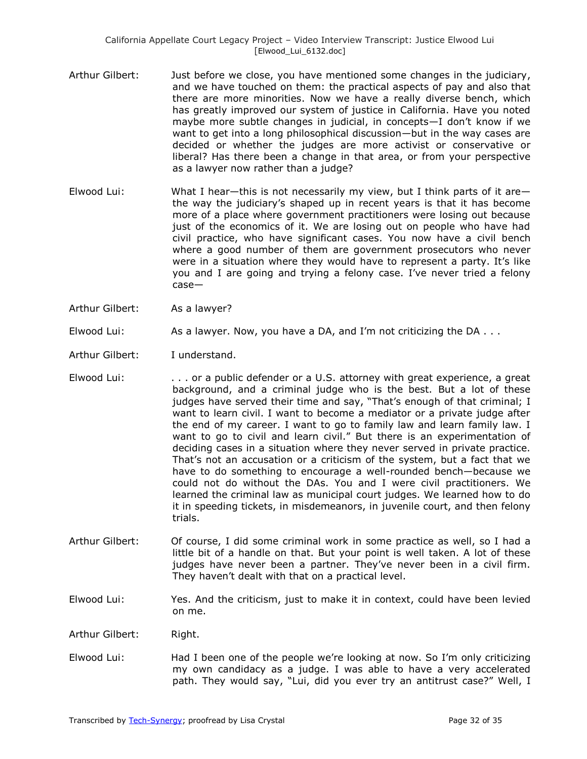Arthur Gilbert: Just before we close, you have mentioned some changes in the judiciary, and we have touched on them: the practical aspects of pay and also that there are more minorities. Now we have a really diverse bench, which has greatly improved our system of justice in California. Have you noted maybe more subtle changes in judicial, in concepts—I don't know if we want to get into a long philosophical discussion—but in the way cases are decided or whether the judges are more activist or conservative or liberal? Has there been a change in that area, or from your perspective as a lawyer now rather than a judge?

Elwood Lui: What I hear—this is not necessarily my view, but I think parts of it are—the way the judiciary's shaped up in recent years is that it has become more of a place where government practitioners were losing out because just of the economics of it. We are losing out on people who have had civil practice, who have significant cases. You now have a civil bench where a good number of them are government prosecutors who never were in a situation where they would have to represent a party. It's like you and I are going and trying a felony case. I've never tried a felony case—

Arthur Gilbert: As a lawyer?

Elwood Lui: As a lawyer. Now, you have a DA, and I'm not criticizing the DA . . .

Arthur Gilbert: I understand.

Elwood Lui: . . . or a public defender or a U.S. attorney with great experience, a great background, and a criminal judge who is the best. But a lot of these judges have served their time and say, "That's enough of that criminal; I want to learn civil. I want to become a mediator or a private judge after the end of my career. I want to go to family law and learn family law. I want to go to civil and learn civil." But there is an experimentation of deciding cases in a situation where they never served in private practice. That's not an accusation or a criticism of the system, but a fact that we have to do something to encourage a well-rounded bench—because we could not do without the DAs. You and I were civil practitioners. We learned the criminal law as municipal court judges. We learned how to do it in speeding tickets, in misdemeanors, in juvenile court, and then felony trials.

Arthur Gilbert: Of course, I did some criminal work in some practice as well, so I had a little bit of a handle on that. But your point is well taken. A lot of these judges have never been a partner. They've never been in a civil firm. They haven't dealt with that on a practical level.

Elwood Lui: Yes. And the criticism, just to make it in context, could have been levied on me.

Arthur Gilbert: Right.

Elwood Lui: Had I been one of the people we're looking at now. So I'm only criticizing my own candidacy as a judge. I was able to have a very accelerated path. They would say, "Lui, did you ever try an antitrust case?" Well, I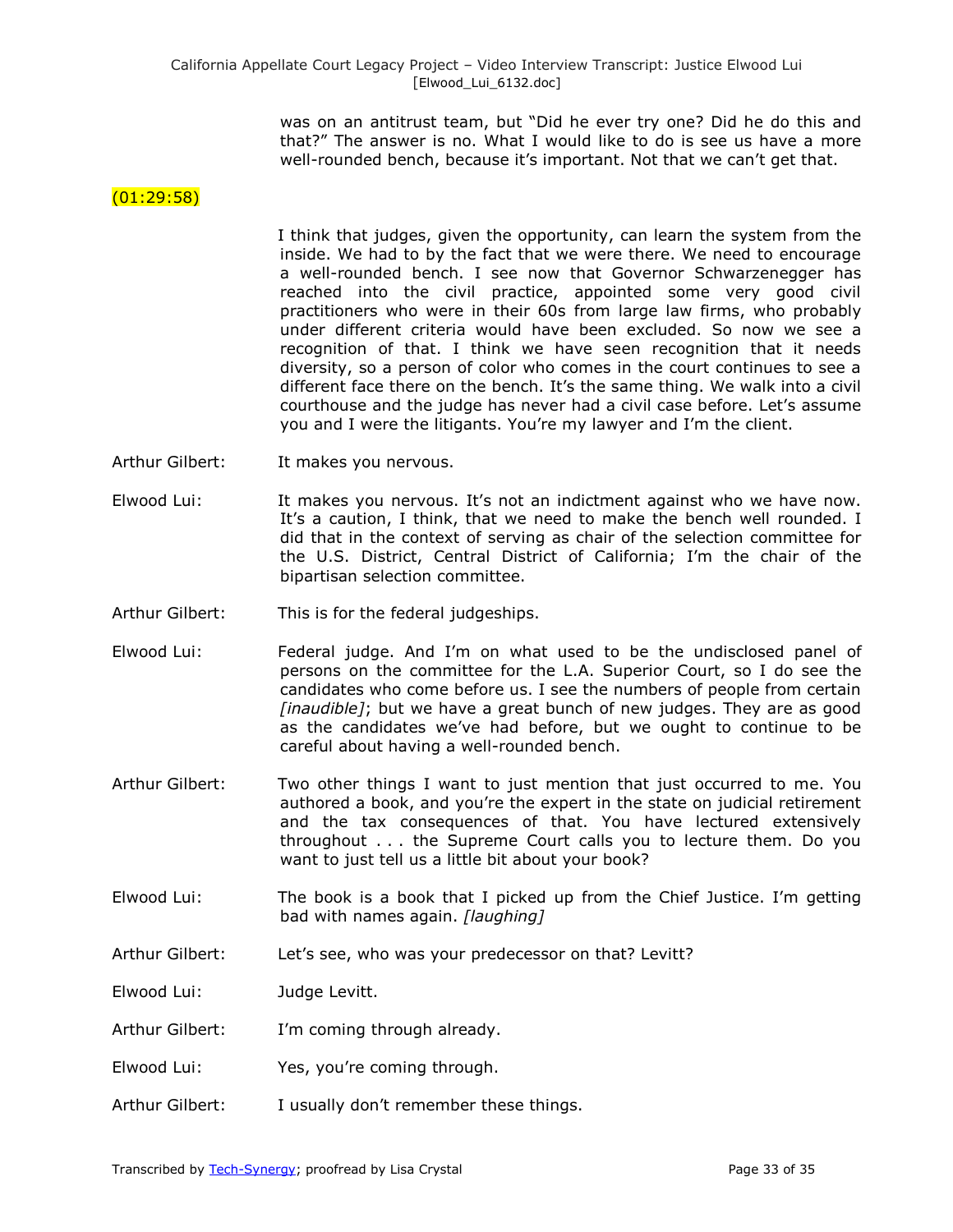was on an antitrust team, but "Did he ever try one? Did he do this and that?" The answer is no. What I would like to do is see us have a more well-rounded bench, because it's important. Not that we can't get that.

(01:29:58)

I think that judges, given the opportunity, can learn the system from the inside. We had to by the fact that we were there. We need to encourage a well-rounded bench. I see now that Governor Schwarzenegger has reached into the civil practice, appointed some very good civil practitioners who were in their 60s from large law firms, who probably under different criteria would have been excluded. So now we see a recognition of that. I think we have seen recognition that it needs diversity, so a person of color who comes in the court continues to see a different face there on the bench. It's the same thing. We walk into a civil courthouse and the judge has never had a civil case before. Let's assume you and I were the litigants. You're my lawyer and I'm the client.

Arthur Gilbert: It makes you nervous.

Elwood Lui: It makes you nervous. It's not an indictment against who we have now. It's a caution, I think, that we need to make the bench well rounded. I did that in the context of serving as chair of the selection committee for the U.S. District, Central District of California; I'm the chair of the bipartisan selection committee.

Arthur Gilbert: This is for the federal judgeships.

Elwood Lui: Federal judge. And I'm on what used to be the undisclosed panel of persons on the committee for the L.A. Superior Court, so I do see the candidates who come before us. I see the numbers of people from certain *[inaudible]*; but we have a great bunch of new judges. They are as good as the candidates we've had before, but we ought to continue to be careful about having a well-rounded bench.

Arthur Gilbert: Two other things I want to just mention that just occurred to me. You authored a book, and you're the expert in the state on judicial retirement and the tax consequences of that. You have lectured extensively throughout . . . the Supreme Court calls you to lecture them. Do you want to just tell us a little bit about your book?

Elwood Lui: The book is a book that I picked up from the Chief Justice. I'm getting bad with names again. *[laughing]*

Arthur Gilbert: Let's see, who was your predecessor on that? Levitt?

Elwood Lui: Judge Levitt.

Arthur Gilbert: I'm coming through already.

Elwood Lui: Yes, you're coming through.

Arthur Gilbert: I usually don't remember these things.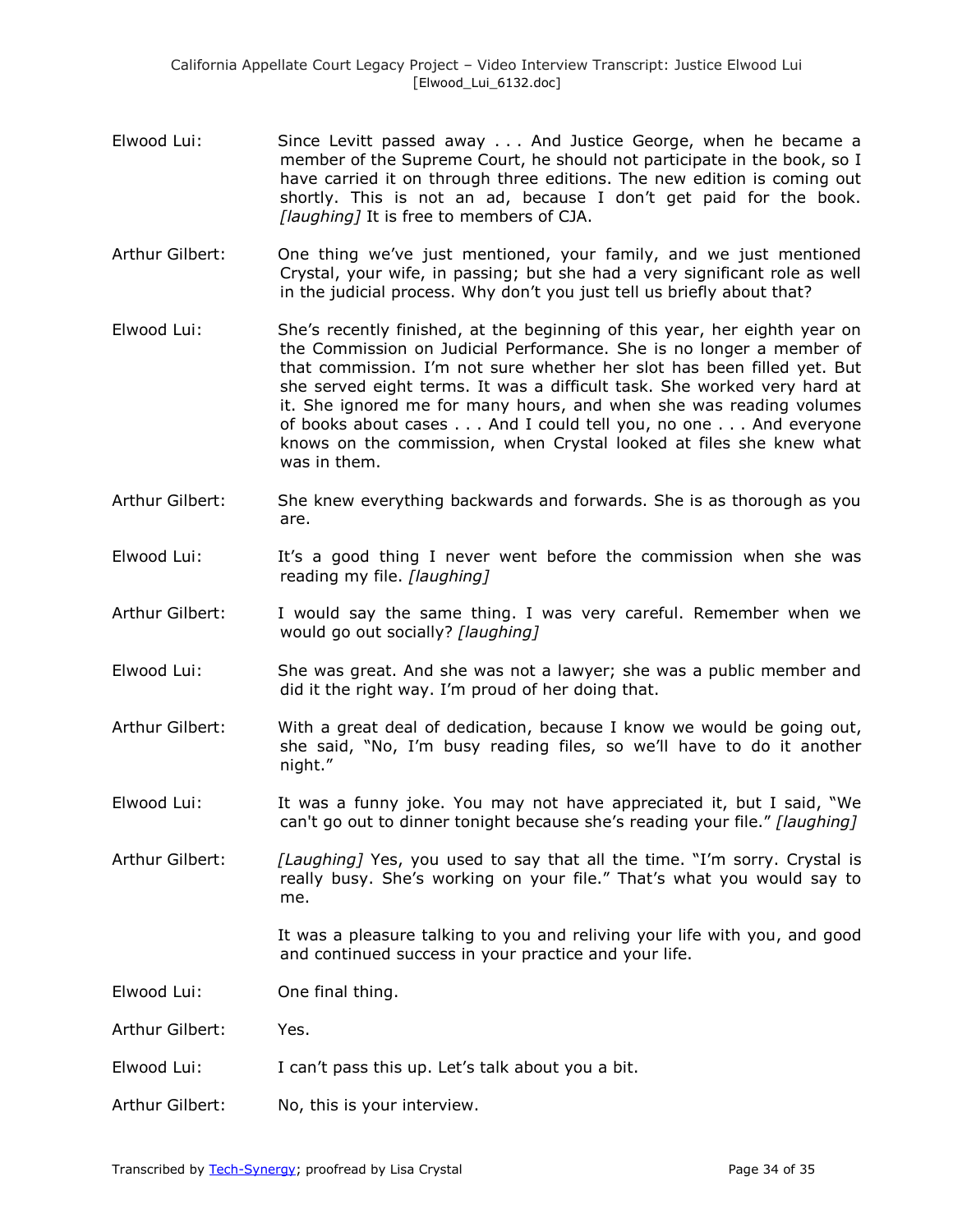Elwood Lui: Since Levitt passed away . . . And Justice George, when he became a member of the Supreme Court, he should not participate in the book, so I have carried it on through three editions. The new edition is coming out shortly. This is not an ad, because I don't get paid for the book. *[laughing]* It is free to members of CJA.

Arthur Gilbert: One thing we've just mentioned, your family, and we just mentioned Crystal, your wife, in passing; but she had a very significant role as well in the judicial process. Why don't you just tell us briefly about that?

Elwood Lui: She's recently finished, at the beginning of this year, her eighth year on the Commission on Judicial Performance. She is no longer a member of that commission. I'm not sure whether her slot has been filled yet. But she served eight terms. It was a difficult task. She worked very hard at it. She ignored me for many hours, and when she was reading volumes of books about cases . . . And I could tell you, no one . . . And everyone knows on the commission, when Crystal looked at files she knew what was in them.

Arthur Gilbert: She knew everything backwards and forwards. She is as thorough as you are.

Elwood Lui: It's a good thing I never went before the commission when she was reading my file. *[laughing]*

Arthur Gilbert: I would say the same thing. I was very careful. Remember when we would go out socially? *[laughing]*

Elwood Lui: She was great. And she was not a lawyer; she was a public member and did it the right way. I'm proud of her doing that.

Arthur Gilbert: With a great deal of dedication, because I know we would be going out, she said, "No, I'm busy reading files, so we'll have to do it another night."

Elwood Lui: It was a funny joke. You may not have appreciated it, but I said, "We can't go out to dinner tonight because she's reading your file." *[laughing]*

Arthur Gilbert: *[Laughing]* Yes, you used to say that all the time. "I'm sorry. Crystal is really busy. She's working on your file." That's what you would say to me.

It was a pleasure talking to you and reliving your life with you, and good and continued success in your practice and your life.

Elwood Lui: One final thing.

Arthur Gilbert: Yes.

Elwood Lui: I can't pass this up. Let's talk about you a bit.

Arthur Gilbert: No, this is your interview.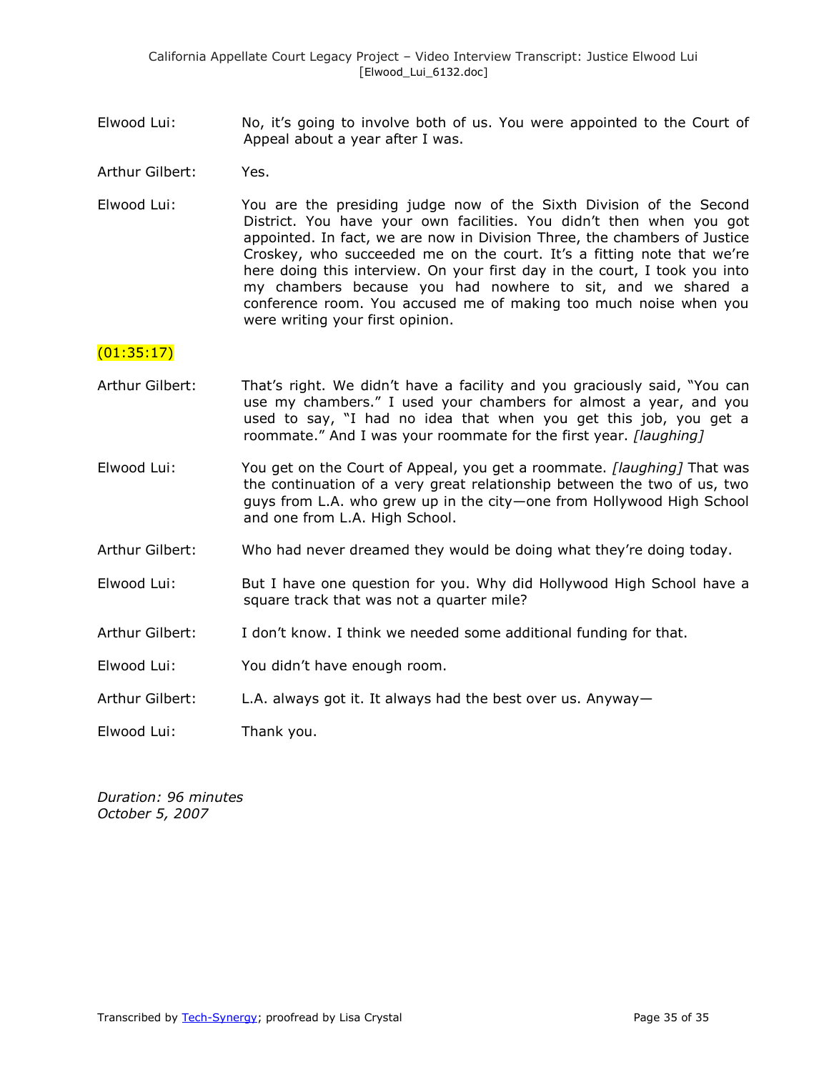Elwood Lui: No, it's going to involve both of us. You were appointed to the Court of Appeal about a year after I was.

Arthur Gilbert: Yes.

Elwood Lui: You are the presiding judge now of the Sixth Division of the Second District. You have your own facilities. You didn't then when you got appointed. In fact, we are now in Division Three, the chambers of Justice Croskey, who succeeded me on the court. It's a fitting note that we're here doing this interview. On your first day in the court, I took you into my chambers because you had nowhere to sit, and we shared a conference room. You accused me of making too much noise when you were writing your first opinion.

(01:35:17)

Arthur Gilbert: That's right. We didn't have a facility and you graciously said, "You can use my chambers." I used your chambers for almost a year, and you used to say, "I had no idea that when you get this job, you get a roommate." And I was your roommate for the first year. *[laughing]*

Elwood Lui: You get on the Court of Appeal, you get a roommate. *[laughing]* That was the continuation of a very great relationship between the two of us, two guys from L.A. who grew up in the city—one from Hollywood High School and one from L.A. High School.

Arthur Gilbert: Who had never dreamed they would be doing what they're doing today.

Elwood Lui: But I have one question for you. Why did Hollywood High School have a square track that was not a quarter mile?

Arthur Gilbert: I don't know. I think we needed some additional funding for that.

Elwood Lui: You didn't have enough room.

Arthur Gilbert: L.A. always got it. It always had the best over us. Anyway—

Elwood Lui: Thank you.

*Duration: 96 minutes*
*October 5, 2007*